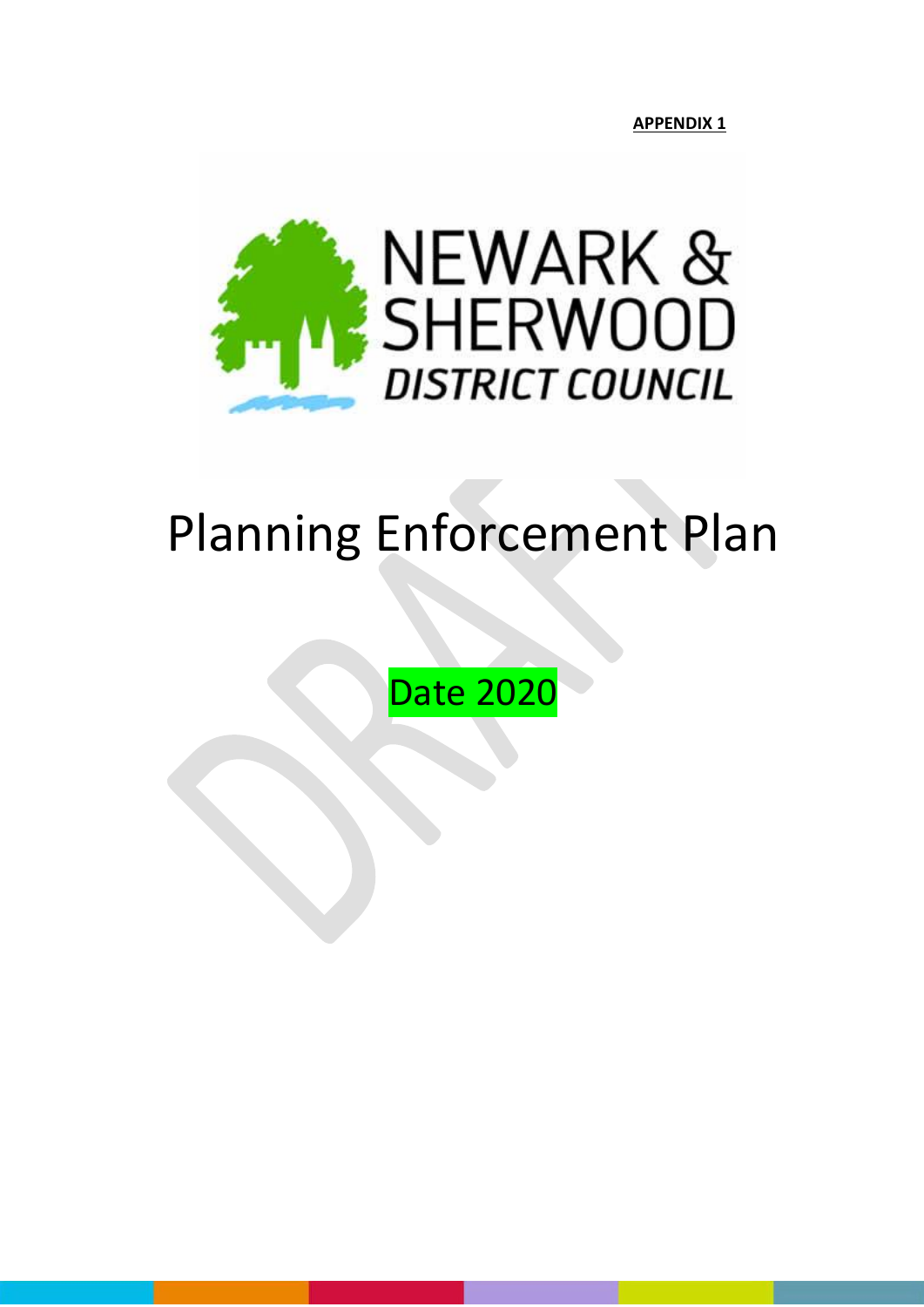**APPENDIX 1**

NEWARK & SHERWOOD

*DISTRICT COUNCIL*

# Planning Enforcement Plan

Date 2020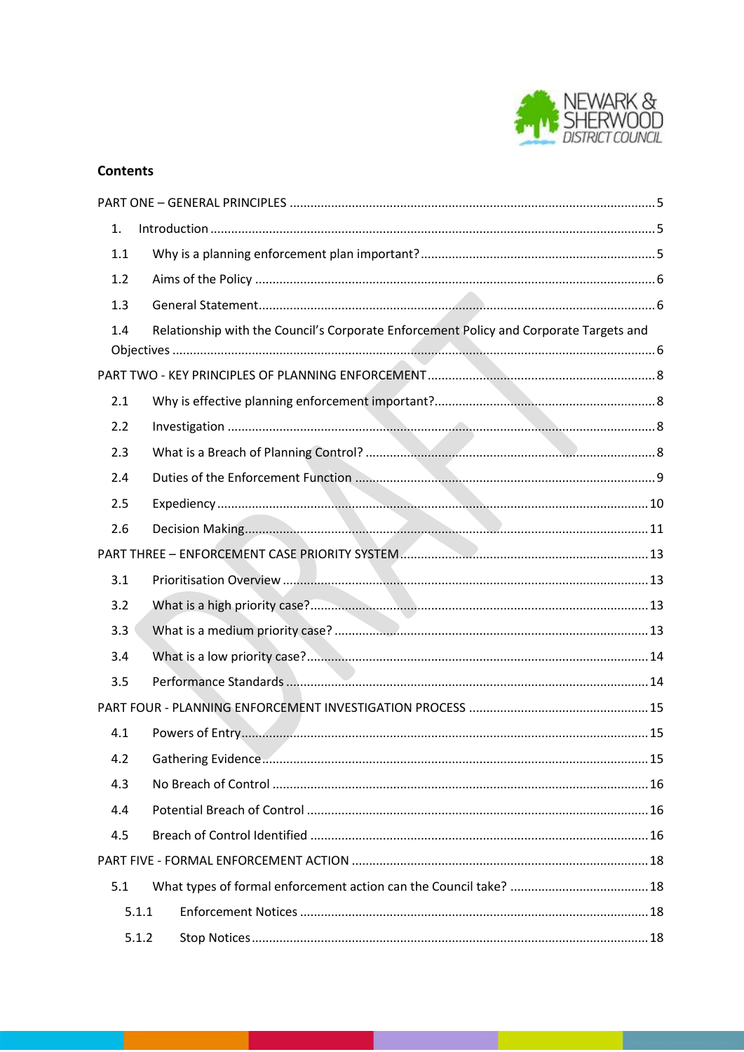## Contents

PART ONE – GENERAL PRINCIPLES ....... 5

1. Introduction ....... 5

1.1 Why is a planning enforcement plan important? ....... 5

1.2 Aims of the Policy ....... 6

1.3 General Statement ....... 6

1.4 Relationship with the Council's Corporate Enforcement Policy and Corporate Targets and Objectives ....... 6

PART TWO - KEY PRINCIPLES OF PLANNING ENFORCEMENT ....... 8

2.1 Why is effective planning enforcement important? ....... 8

2.2 Investigation ....... 8

2.3 What is a Breach of Planning Control? ....... 8

2.4 Duties of the Enforcement Function ....... 9

2.5 Expediency ....... 10

2.6 Decision Making ....... 11

PART THREE – ENFORCEMENT CASE PRIORITY SYSTEM ....... 13

3.1 Prioritisation Overview ....... 13

3.2 What is a high priority case? ....... 13

3.3 What is a medium priority case? ....... 13

3.4 What is a low priority case? ....... 14

3.5 Performance Standards ....... 14

PART FOUR - PLANNING ENFORCEMENT INVESTIGATION PROCESS ....... 15

4.1 Powers of Entry ....... 15

4.2 Gathering Evidence ....... 15

4.3 No Breach of Control ....... 16

4.4 Potential Breach of Control ....... 16

4.5 Breach of Control Identified ....... 16

PART FIVE - FORMAL ENFORCEMENT ACTION ....... 18

5.1 What types of formal enforcement action can the Council take? ....... 18

5.1.1 Enforcement Notices ....... 18

5.1.2 Stop Notices ....... 18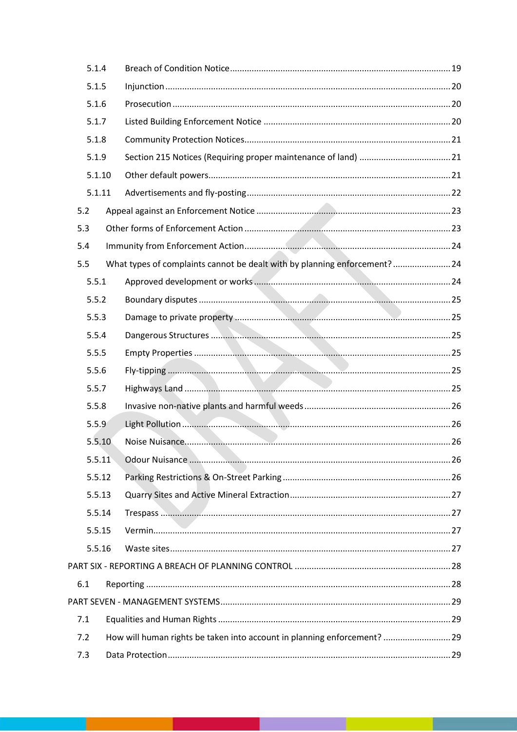5.1.4 Breach of Condition Notice ........................................................................................ 19

5.1.5 Injunction ...................................................................................................................... 20

5.1.6 Prosecution .................................................................................................................. 20

5.1.7 Listed Building Enforcement Notice ............................................................................ 20

5.1.8 Community Protection Notices..................................................................................... 21

5.1.9 Section 215 Notices (Requiring proper maintenance of land) ...................................... 21

5.1.10 Other default powers.................................................................................................... 21

5.1.11 Advertisements and fly-posting.................................................................................... 22

5.2 Appeal against an Enforcement Notice ................................................................................ 23

5.3 Other forms of Enforcement Action ..................................................................................... 23

5.4 Immunity from Enforcement Action..................................................................................... 24

5.5 What types of complaints cannot be dealt with by planning enforcement? ........................ 24

5.5.1 Approved development or works ................................................................................. 24

5.5.2 Boundary disputes ....................................................................................................... 25

5.5.3 Damage to private property ......................................................................................... 25

5.5.4 Dangerous Structures .................................................................................................. 25

5.5.5 Empty Properties ......................................................................................................... 25

5.5.6 Fly-tipping .................................................................................................................... 25

5.5.7 Highways Land ............................................................................................................. 25

5.5.8 Invasive non-native plants and harmful weeds ............................................................ 26

5.5.9 Light Pollution .............................................................................................................. 26

5.5.10 Noise Nuisance............................................................................................................. 26

5.5.11 Odour Nuisance ........................................................................................................... 26

5.5.12 Parking Restrictions & On-Street Parking ..................................................................... 26

5.5.13 Quarry Sites and Active Mineral Extraction.................................................................. 27

5.5.14 Trespass ....................................................................................................................... 27

5.5.15 Vermin.......................................................................................................................... 27

5.5.16 Waste sites................................................................................................................... 27

PART SIX - REPORTING A BREACH OF PLANNING CONTROL ................................................................ 28

6.1 Reporting ............................................................................................................................. 28

PART SEVEN - MANAGEMENT SYSTEMS............................................................................................... 29

7.1 Equalities and Human Rights ................................................................................................ 29

7.2 How will human rights be taken into account in planning enforcement? ............................ 29

7.3 Data Protection.................................................................................................................... 29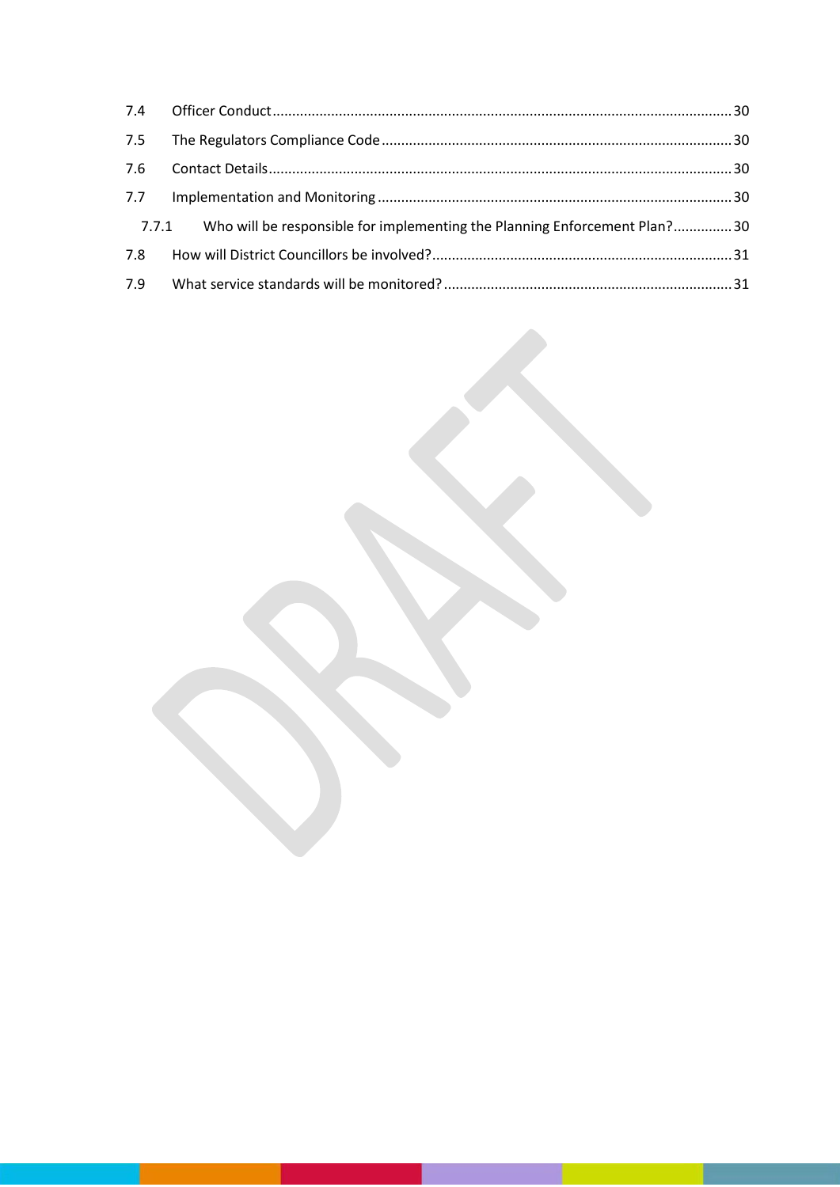7.4 Officer Conduct ........................................................................................................30

7.5 The Regulators Compliance Code .............................................................................30

7.6 Contact Details ..........................................................................................................30

7.7 Implementation and Monitoring ...............................................................................30

  7.7.1 Who will be responsible for implementing the Planning Enforcement Plan? ..............30

7.8 How will District Councillors be involved? ................................................................31

7.9 What service standards will be monitored? ..............................................................31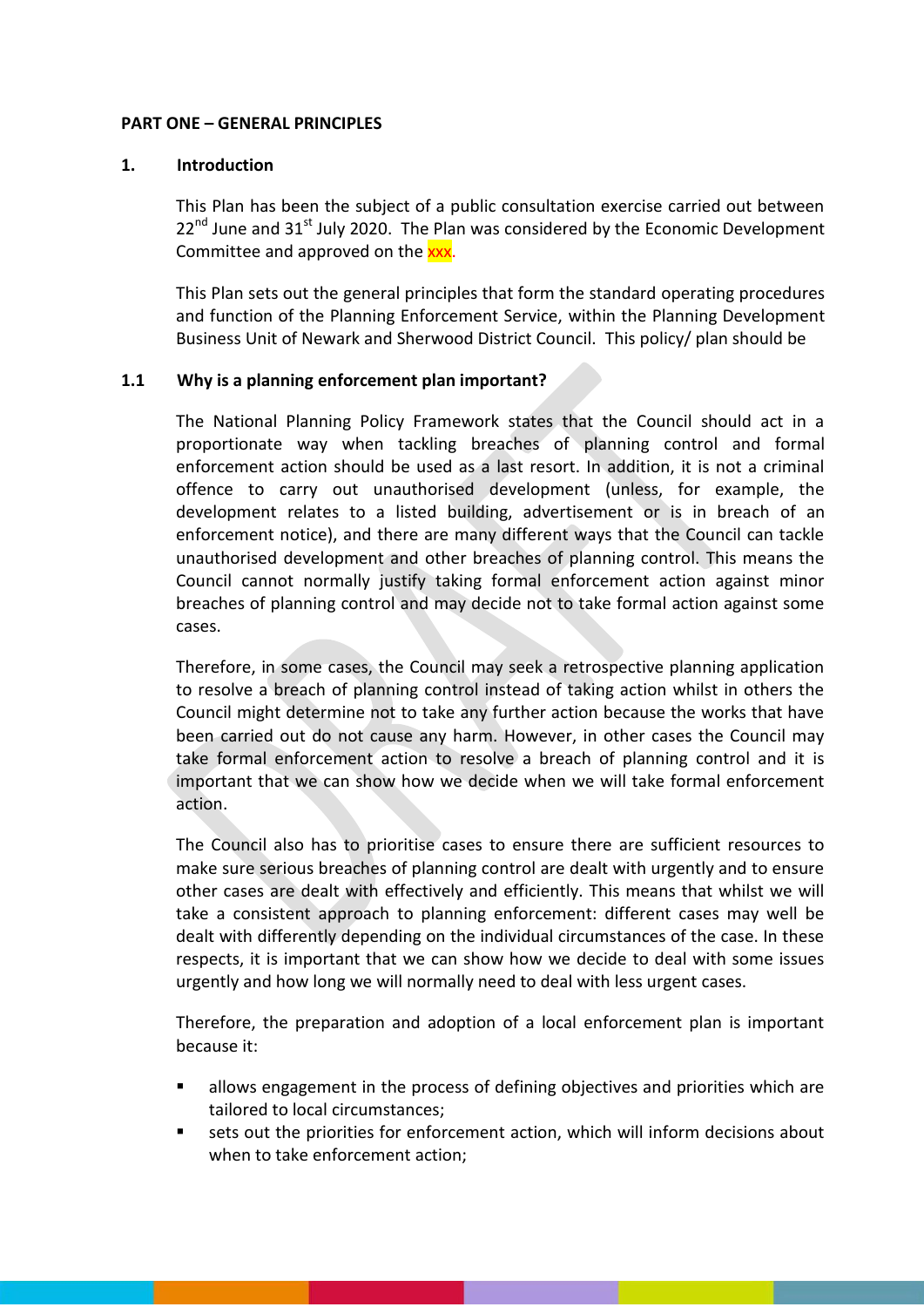## PART ONE – GENERAL PRINCIPLES

### 1. Introduction

This Plan has been the subject of a public consultation exercise carried out between 22nd June and 31st July 2020. The Plan was considered by the Economic Development Committee and approved on the xxx.

This Plan sets out the general principles that form the standard operating procedures and function of the Planning Enforcement Service, within the Planning Development Business Unit of Newark and Sherwood District Council. This policy/ plan should be

### 1.1 Why is a planning enforcement plan important?

The National Planning Policy Framework states that the Council should act in a proportionate way when tackling breaches of planning control and formal enforcement action should be used as a last resort. In addition, it is not a criminal offence to carry out unauthorised development (unless, for example, the development relates to a listed building, advertisement or is in breach of an enforcement notice), and there are many different ways that the Council can tackle unauthorised development and other breaches of planning control. This means the Council cannot normally justify taking formal enforcement action against minor breaches of planning control and may decide not to take formal action against some cases.

Therefore, in some cases, the Council may seek a retrospective planning application to resolve a breach of planning control instead of taking action whilst in others the Council might determine not to take any further action because the works that have been carried out do not cause any harm. However, in other cases the Council may take formal enforcement action to resolve a breach of planning control and it is important that we can show how we decide when we will take formal enforcement action.

The Council also has to prioritise cases to ensure there are sufficient resources to make sure serious breaches of planning control are dealt with urgently and to ensure other cases are dealt with effectively and efficiently. This means that whilst we will take a consistent approach to planning enforcement: different cases may well be dealt with differently depending on the individual circumstances of the case. In these respects, it is important that we can show how we decide to deal with some issues urgently and how long we will normally need to deal with less urgent cases.

Therefore, the preparation and adoption of a local enforcement plan is important because it:

- allows engagement in the process of defining objectives and priorities which are tailored to local circumstances;
- sets out the priorities for enforcement action, which will inform decisions about when to take enforcement action;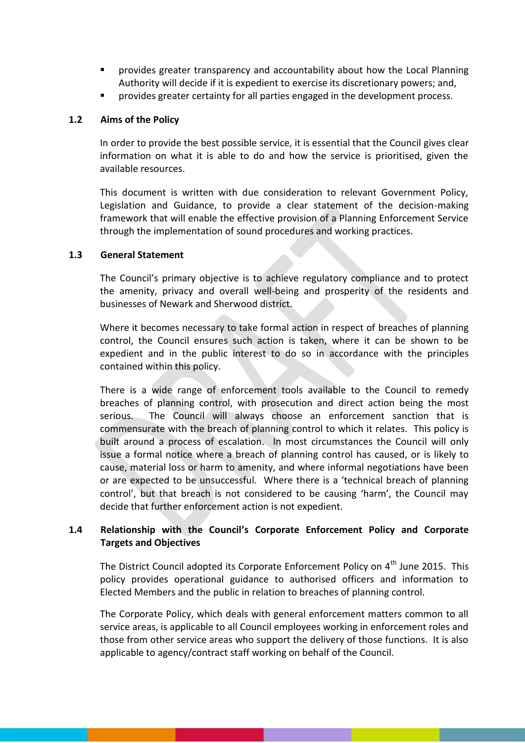- provides greater transparency and accountability about how the Local Planning Authority will decide if it is expedient to exercise its discretionary powers; and,
- provides greater certainty for all parties engaged in the development process.

### 1.2 Aims of the Policy

In order to provide the best possible service, it is essential that the Council gives clear information on what it is able to do and how the service is prioritised, given the available resources.

This document is written with due consideration to relevant Government Policy, Legislation and Guidance, to provide a clear statement of the decision-making framework that will enable the effective provision of a Planning Enforcement Service through the implementation of sound procedures and working practices.

### 1.3 General Statement

The Council's primary objective is to achieve regulatory compliance and to protect the amenity, privacy and overall well-being and prosperity of the residents and businesses of Newark and Sherwood district.

Where it becomes necessary to take formal action in respect of breaches of planning control, the Council ensures such action is taken, where it can be shown to be expedient and in the public interest to do so in accordance with the principles contained within this policy.

There is a wide range of enforcement tools available to the Council to remedy breaches of planning control, with prosecution and direct action being the most serious. The Council will always choose an enforcement sanction that is commensurate with the breach of planning control to which it relates. This policy is built around a process of escalation. In most circumstances the Council will only issue a formal notice where a breach of planning control has caused, or is likely to cause, material loss or harm to amenity, and where informal negotiations have been or are expected to be unsuccessful. Where there is a 'technical breach of planning control', but that breach is not considered to be causing 'harm', the Council may decide that further enforcement action is not expedient.

### 1.4 Relationship with the Council's Corporate Enforcement Policy and Corporate Targets and Objectives

The District Council adopted its Corporate Enforcement Policy on 4th June 2015. This policy provides operational guidance to authorised officers and information to Elected Members and the public in relation to breaches of planning control.

The Corporate Policy, which deals with general enforcement matters common to all service areas, is applicable to all Council employees working in enforcement roles and those from other service areas who support the delivery of those functions. It is also applicable to agency/contract staff working on behalf of the Council.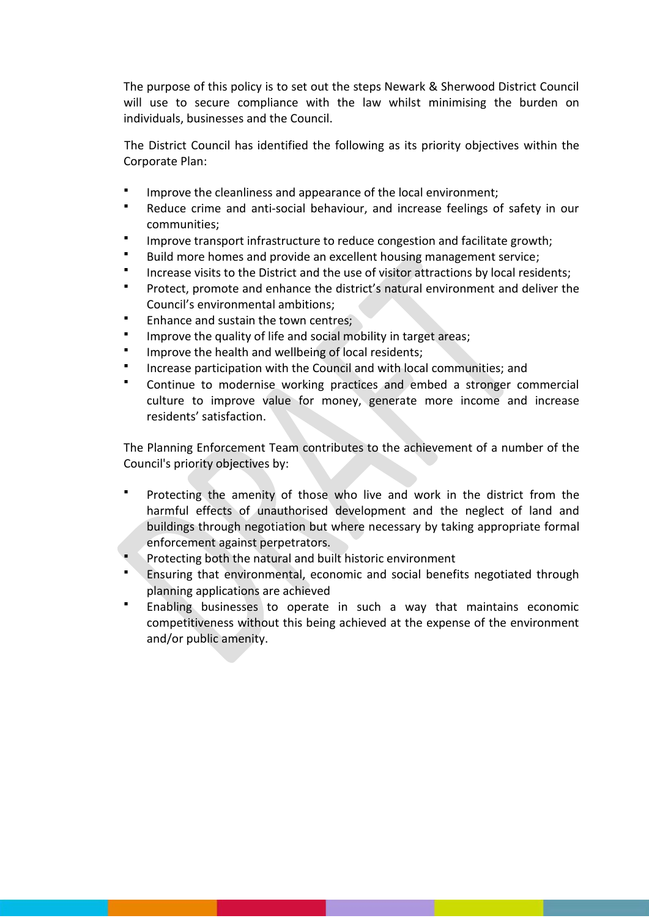The purpose of this policy is to set out the steps Newark & Sherwood District Council will use to secure compliance with the law whilst minimising the burden on individuals, businesses and the Council.

The District Council has identified the following as its priority objectives within the Corporate Plan:

- Improve the cleanliness and appearance of the local environment;
- Reduce crime and anti-social behaviour, and increase feelings of safety in our communities;
- Improve transport infrastructure to reduce congestion and facilitate growth;
- Build more homes and provide an excellent housing management service;
- Increase visits to the District and the use of visitor attractions by local residents;
- Protect, promote and enhance the district's natural environment and deliver the Council's environmental ambitions;
- Enhance and sustain the town centres;
- Improve the quality of life and social mobility in target areas;
- Improve the health and wellbeing of local residents;
- Increase participation with the Council and with local communities; and
- Continue to modernise working practices and embed a stronger commercial culture to improve value for money, generate more income and increase residents' satisfaction.

The Planning Enforcement Team contributes to the achievement of a number of the Council's priority objectives by:

- Protecting the amenity of those who live and work in the district from the harmful effects of unauthorised development and the neglect of land and buildings through negotiation but where necessary by taking appropriate formal enforcement against perpetrators.
- Protecting both the natural and built historic environment
- Ensuring that environmental, economic and social benefits negotiated through planning applications are achieved
- Enabling businesses to operate in such a way that maintains economic competitiveness without this being achieved at the expense of the environment and/or public amenity.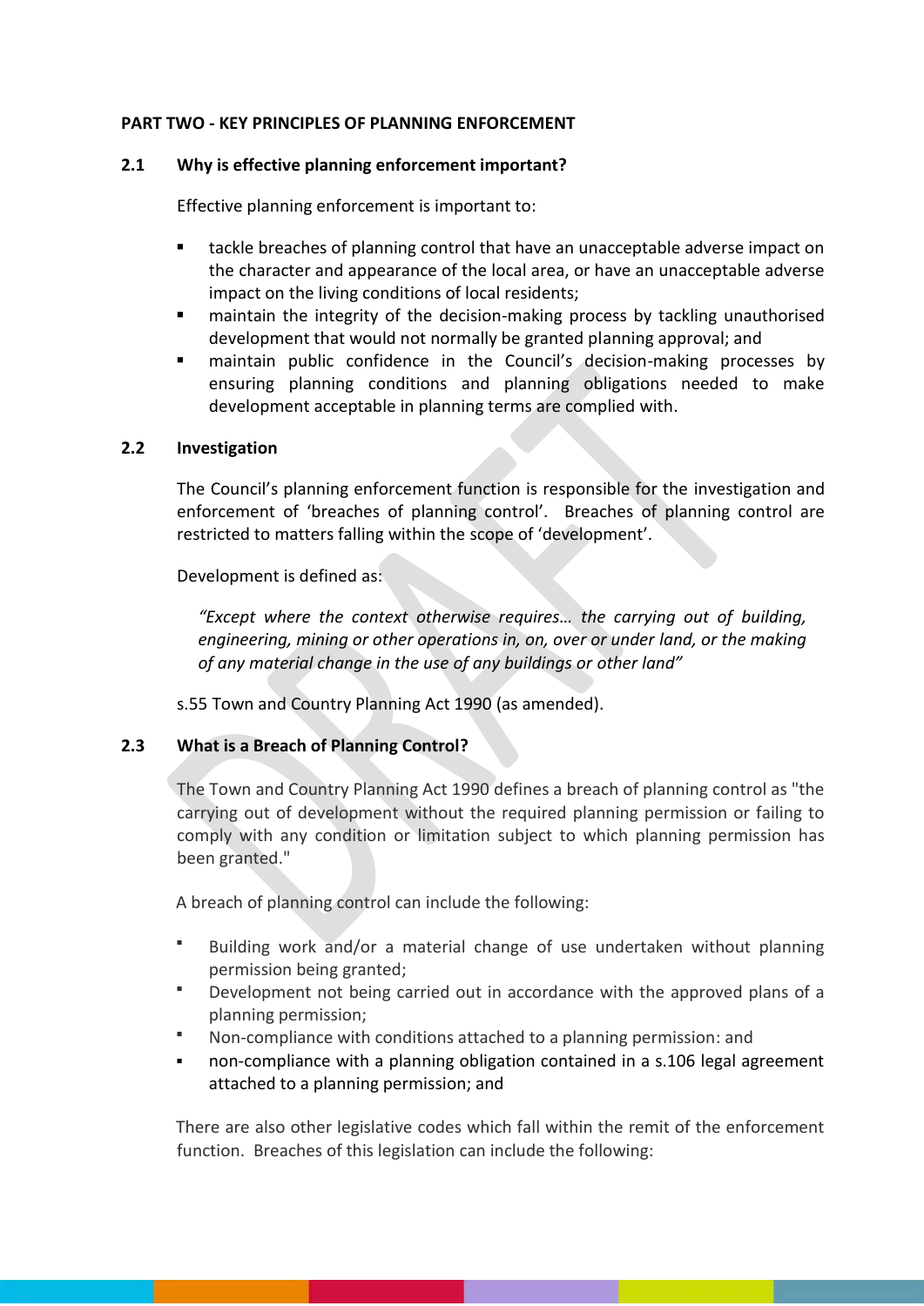## PART TWO - KEY PRINCIPLES OF PLANNING ENFORCEMENT

### 2.1 Why is effective planning enforcement important?

Effective planning enforcement is important to:

- tackle breaches of planning control that have an unacceptable adverse impact on the character and appearance of the local area, or have an unacceptable adverse impact on the living conditions of local residents;
- maintain the integrity of the decision-making process by tackling unauthorised development that would not normally be granted planning approval; and
- maintain public confidence in the Council's decision-making processes by ensuring planning conditions and planning obligations needed to make development acceptable in planning terms are complied with.

### 2.2 Investigation

The Council's planning enforcement function is responsible for the investigation and enforcement of 'breaches of planning control'. Breaches of planning control are restricted to matters falling within the scope of 'development'.

Development is defined as:

> *"Except where the context otherwise requires… the carrying out of building, engineering, mining or other operations in, on, over or under land, or the making of any material change in the use of any buildings or other land"*

s.55 Town and Country Planning Act 1990 (as amended).

### 2.3 What is a Breach of Planning Control?

The Town and Country Planning Act 1990 defines a breach of planning control as "the carrying out of development without the required planning permission or failing to comply with any condition or limitation subject to which planning permission has been granted."

A breach of planning control can include the following:

- Building work and/or a material change of use undertaken without planning permission being granted;
- Development not being carried out in accordance with the approved plans of a planning permission;
- Non-compliance with conditions attached to a planning permission: and
- non-compliance with a planning obligation contained in a s.106 legal agreement attached to a planning permission; and

There are also other legislative codes which fall within the remit of the enforcement function. Breaches of this legislation can include the following: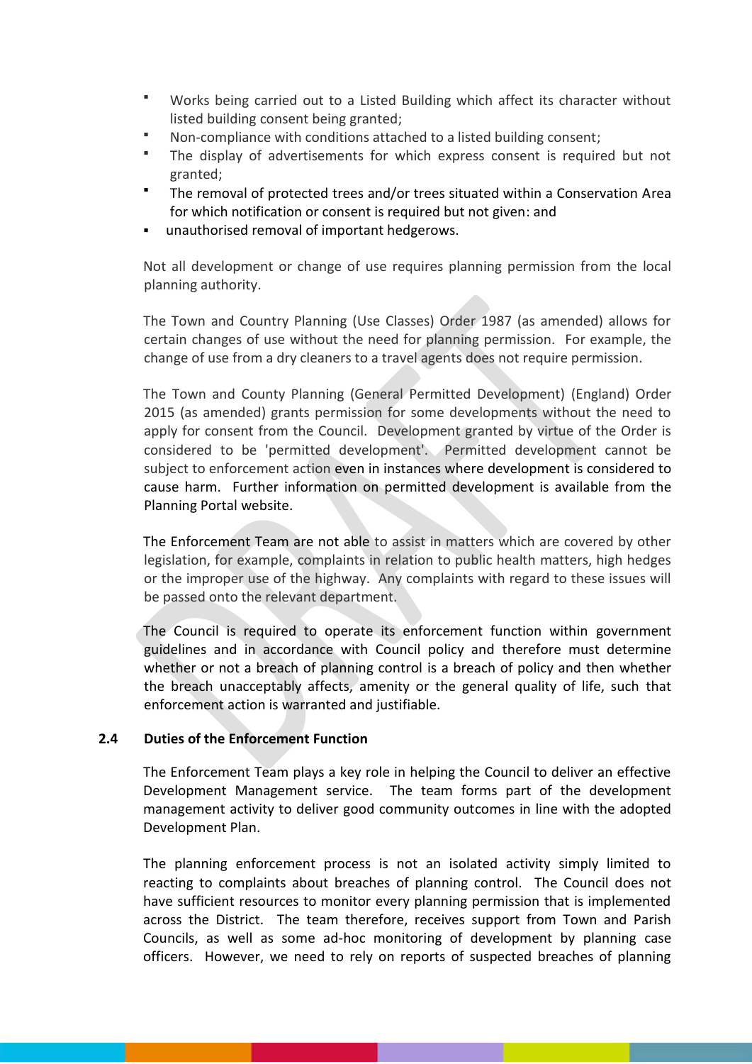- Works being carried out to a Listed Building which affect its character without listed building consent being granted;
- Non-compliance with conditions attached to a listed building consent;
- The display of advertisements for which express consent is required but not granted;
- The removal of protected trees and/or trees situated within a Conservation Area for which notification or consent is required but not given: and
- unauthorised removal of important hedgerows.

Not all development or change of use requires planning permission from the local planning authority.

The Town and Country Planning (Use Classes) Order 1987 (as amended) allows for certain changes of use without the need for planning permission. For example, the change of use from a dry cleaners to a travel agents does not require permission.

The Town and County Planning (General Permitted Development) (England) Order 2015 (as amended) grants permission for some developments without the need to apply for consent from the Council. Development granted by virtue of the Order is considered to be 'permitted development'. Permitted development cannot be subject to enforcement action even in instances where development is considered to cause harm. Further information on permitted development is available from the Planning Portal website.

The Enforcement Team are not able to assist in matters which are covered by other legislation, for example, complaints in relation to public health matters, high hedges or the improper use of the highway. Any complaints with regard to these issues will be passed onto the relevant department.

The Council is required to operate its enforcement function within government guidelines and in accordance with Council policy and therefore must determine whether or not a breach of planning control is a breach of policy and then whether the breach unacceptably affects, amenity or the general quality of life, such that enforcement action is warranted and justifiable.

## 2.4 Duties of the Enforcement Function

The Enforcement Team plays a key role in helping the Council to deliver an effective Development Management service. The team forms part of the development management activity to deliver good community outcomes in line with the adopted Development Plan.

The planning enforcement process is not an isolated activity simply limited to reacting to complaints about breaches of planning control. The Council does not have sufficient resources to monitor every planning permission that is implemented across the District. The team therefore, receives support from Town and Parish Councils, as well as some ad-hoc monitoring of development by planning case officers. However, we need to rely on reports of suspected breaches of planning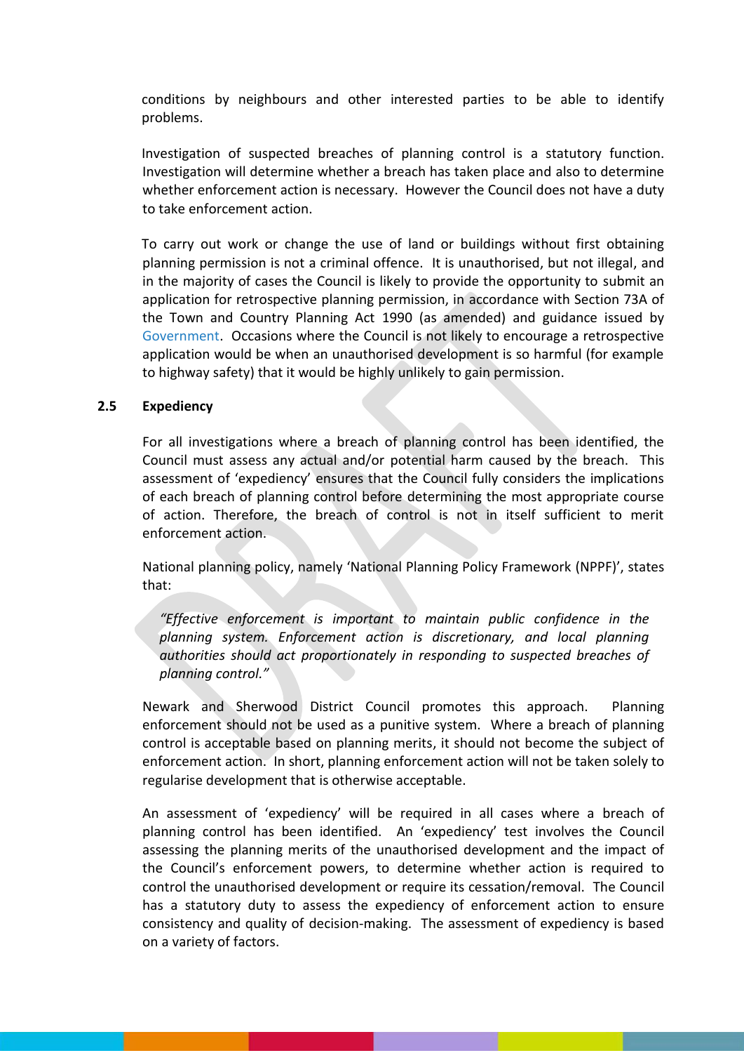conditions by neighbours and other interested parties to be able to identify problems.

Investigation of suspected breaches of planning control is a statutory function. Investigation will determine whether a breach has taken place and also to determine whether enforcement action is necessary. However the Council does not have a duty to take enforcement action.

To carry out work or change the use of land or buildings without first obtaining planning permission is not a criminal offence. It is unauthorised, but not illegal, and in the majority of cases the Council is likely to provide the opportunity to submit an application for retrospective planning permission, in accordance with Section 73A of the Town and Country Planning Act 1990 (as amended) and guidance issued by Government. Occasions where the Council is not likely to encourage a retrospective application would be when an unauthorised development is so harmful (for example to highway safety) that it would be highly unlikely to gain permission.

## 2.5 Expediency

For all investigations where a breach of planning control has been identified, the Council must assess any actual and/or potential harm caused by the breach. This assessment of 'expediency' ensures that the Council fully considers the implications of each breach of planning control before determining the most appropriate course of action. Therefore, the breach of control is not in itself sufficient to merit enforcement action.

National planning policy, namely 'National Planning Policy Framework (NPPF)', states that:

> *"Effective enforcement is important to maintain public confidence in the planning system. Enforcement action is discretionary, and local planning authorities should act proportionately in responding to suspected breaches of planning control."*

Newark and Sherwood District Council promotes this approach. Planning enforcement should not be used as a punitive system. Where a breach of planning control is acceptable based on planning merits, it should not become the subject of enforcement action. In short, planning enforcement action will not be taken solely to regularise development that is otherwise acceptable.

An assessment of 'expediency' will be required in all cases where a breach of planning control has been identified. An 'expediency' test involves the Council assessing the planning merits of the unauthorised development and the impact of the Council's enforcement powers, to determine whether action is required to control the unauthorised development or require its cessation/removal. The Council has a statutory duty to assess the expediency of enforcement action to ensure consistency and quality of decision-making. The assessment of expediency is based on a variety of factors.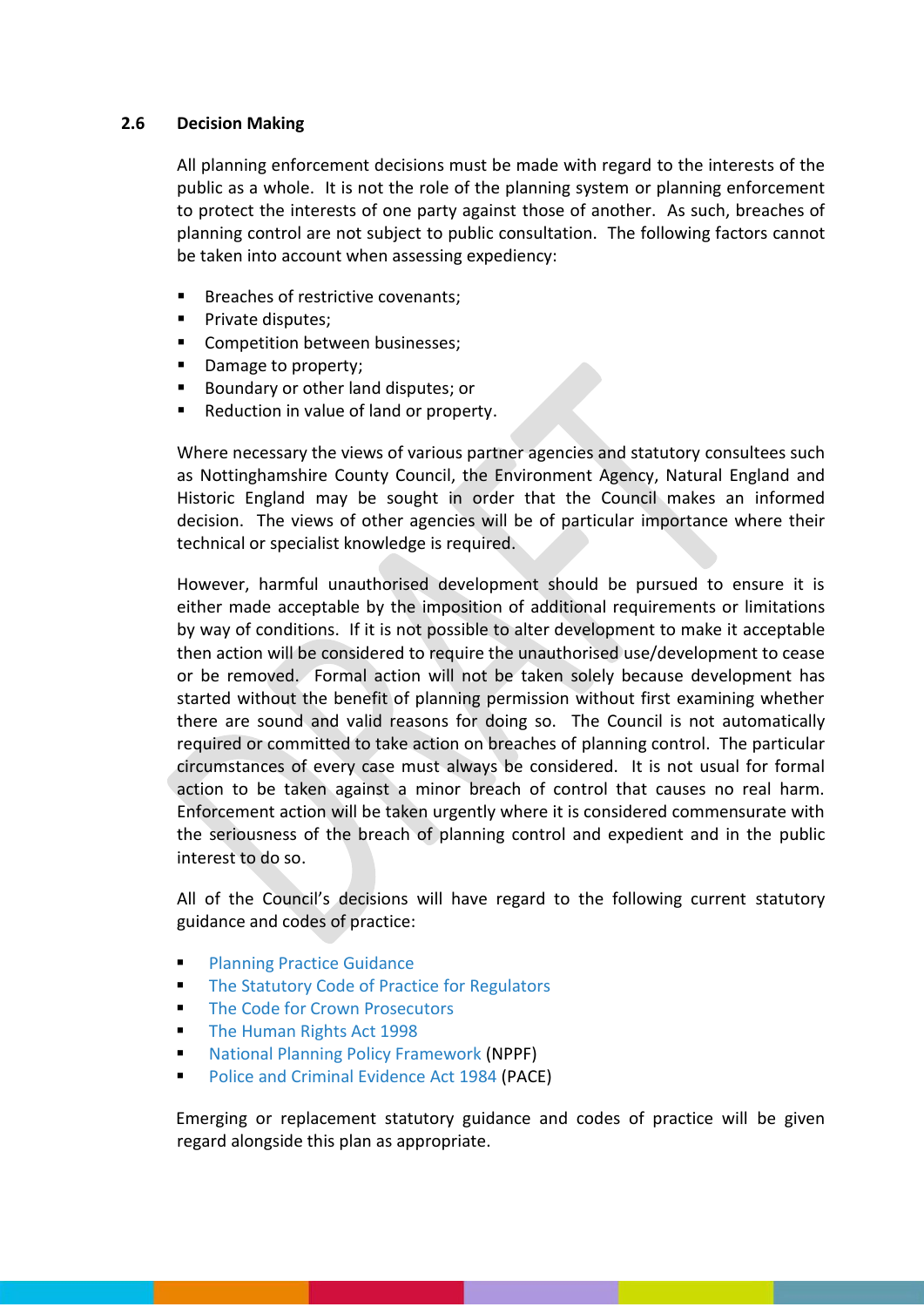### 2.6 Decision Making

All planning enforcement decisions must be made with regard to the interests of the public as a whole. It is not the role of the planning system or planning enforcement to protect the interests of one party against those of another. As such, breaches of planning control are not subject to public consultation. The following factors cannot be taken into account when assessing expediency:

- Breaches of restrictive covenants;
- Private disputes;
- Competition between businesses;
- Damage to property;
- Boundary or other land disputes; or
- Reduction in value of land or property.

Where necessary the views of various partner agencies and statutory consultees such as Nottinghamshire County Council, the Environment Agency, Natural England and Historic England may be sought in order that the Council makes an informed decision. The views of other agencies will be of particular importance where their technical or specialist knowledge is required.

However, harmful unauthorised development should be pursued to ensure it is either made acceptable by the imposition of additional requirements or limitations by way of conditions. If it is not possible to alter development to make it acceptable then action will be considered to require the unauthorised use/development to cease or be removed. Formal action will not be taken solely because development has started without the benefit of planning permission without first examining whether there are sound and valid reasons for doing so. The Council is not automatically required or committed to take action on breaches of planning control. The particular circumstances of every case must always be considered. It is not usual for formal action to be taken against a minor breach of control that causes no real harm. Enforcement action will be taken urgently where it is considered commensurate with the seriousness of the breach of planning control and expedient and in the public interest to do so.

All of the Council's decisions will have regard to the following current statutory guidance and codes of practice:

- Planning Practice Guidance
- The Statutory Code of Practice for Regulators
- The Code for Crown Prosecutors
- The Human Rights Act 1998
- National Planning Policy Framework (NPPF)
- Police and Criminal Evidence Act 1984 (PACE)

Emerging or replacement statutory guidance and codes of practice will be given regard alongside this plan as appropriate.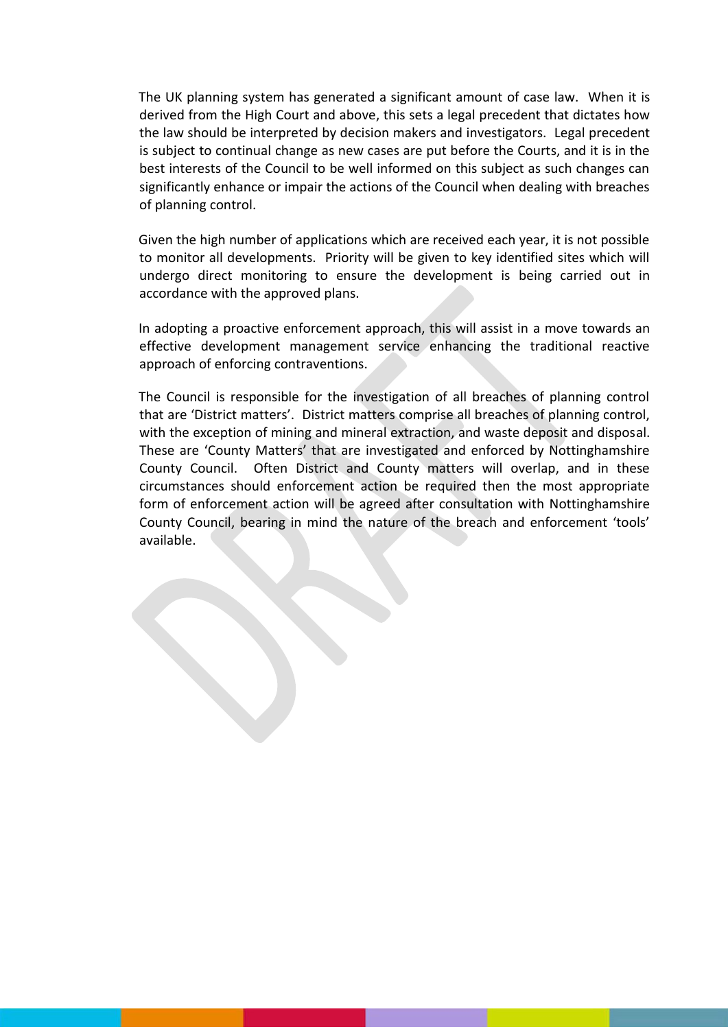The UK planning system has generated a significant amount of case law. When it is derived from the High Court and above, this sets a legal precedent that dictates how the law should be interpreted by decision makers and investigators. Legal precedent is subject to continual change as new cases are put before the Courts, and it is in the best interests of the Council to be well informed on this subject as such changes can significantly enhance or impair the actions of the Council when dealing with breaches of planning control.

Given the high number of applications which are received each year, it is not possible to monitor all developments. Priority will be given to key identified sites which will undergo direct monitoring to ensure the development is being carried out in accordance with the approved plans.

In adopting a proactive enforcement approach, this will assist in a move towards an effective development management service enhancing the traditional reactive approach of enforcing contraventions.

The Council is responsible for the investigation of all breaches of planning control that are 'District matters'. District matters comprise all breaches of planning control, with the exception of mining and mineral extraction, and waste deposit and disposal. These are 'County Matters' that are investigated and enforced by Nottinghamshire County Council. Often District and County matters will overlap, and in these circumstances should enforcement action be required then the most appropriate form of enforcement action will be agreed after consultation with Nottinghamshire County Council, bearing in mind the nature of the breach and enforcement 'tools' available.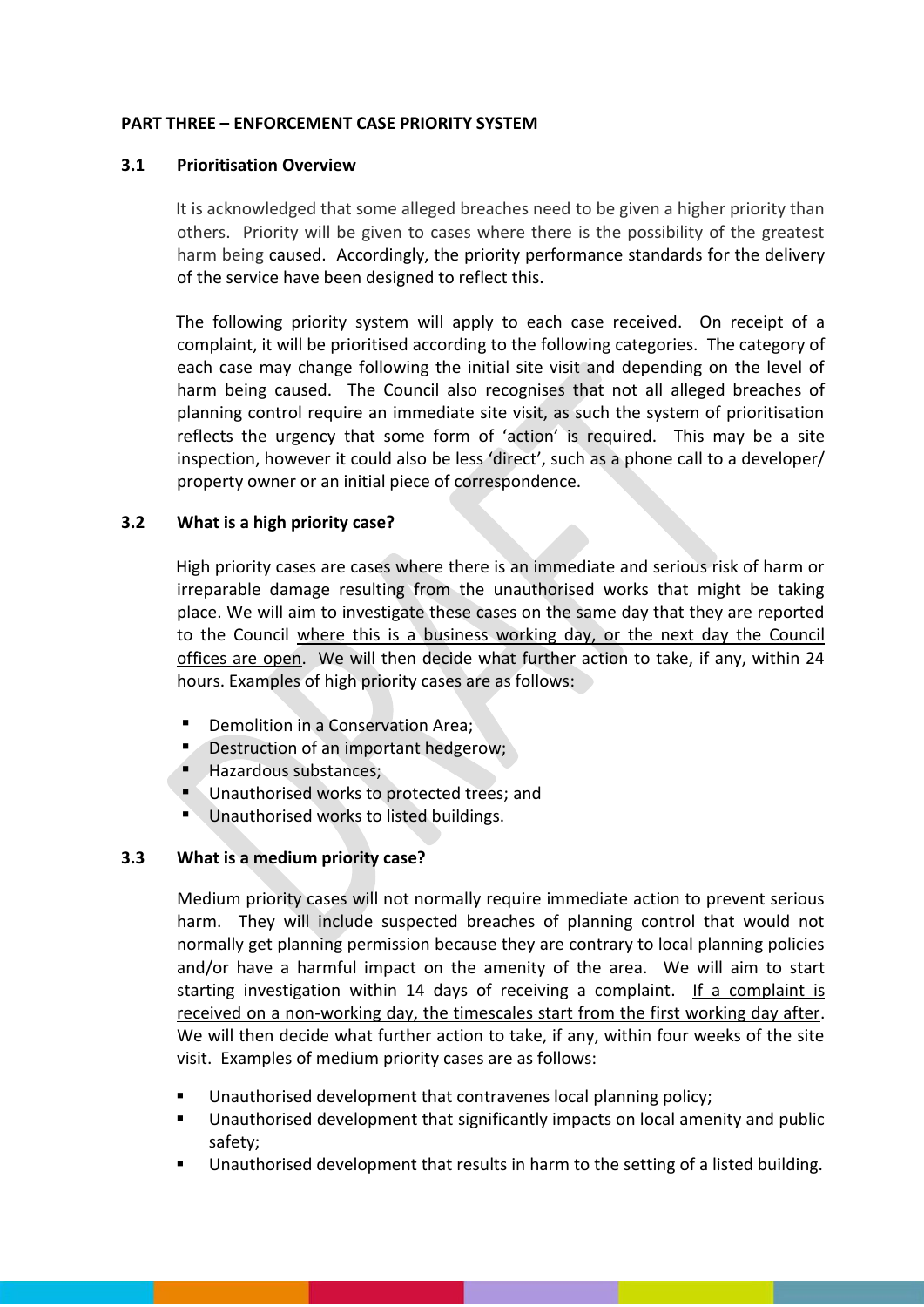**PART THREE – ENFORCEMENT CASE PRIORITY SYSTEM**

**3.1 Prioritisation Overview**

It is acknowledged that some alleged breaches need to be given a higher priority than others. Priority will be given to cases where there is the possibility of the greatest harm being caused. Accordingly, the priority performance standards for the delivery of the service have been designed to reflect this.

The following priority system will apply to each case received. On receipt of a complaint, it will be prioritised according to the following categories. The category of each case may change following the initial site visit and depending on the level of harm being caused. The Council also recognises that not all alleged breaches of planning control require an immediate site visit, as such the system of prioritisation reflects the urgency that some form of 'action' is required. This may be a site inspection, however it could also be less 'direct', such as a phone call to a developer/ property owner or an initial piece of correspondence.

**3.2 What is a high priority case?**

High priority cases are cases where there is an immediate and serious risk of harm or irreparable damage resulting from the unauthorised works that might be taking place. We will aim to investigate these cases on the same day that they are reported to the Council where this is a business working day, or the next day the Council offices are open. We will then decide what further action to take, if any, within 24 hours. Examples of high priority cases are as follows:

- Demolition in a Conservation Area;
- Destruction of an important hedgerow;
- Hazardous substances;
- Unauthorised works to protected trees; and
- Unauthorised works to listed buildings.

**3.3 What is a medium priority case?**

Medium priority cases will not normally require immediate action to prevent serious harm. They will include suspected breaches of planning control that would not normally get planning permission because they are contrary to local planning policies and/or have a harmful impact on the amenity of the area. We will aim to start starting investigation within 14 days of receiving a complaint. If a complaint is received on a non-working day, the timescales start from the first working day after. We will then decide what further action to take, if any, within four weeks of the site visit. Examples of medium priority cases are as follows:

- Unauthorised development that contravenes local planning policy;
- Unauthorised development that significantly impacts on local amenity and public safety;
- Unauthorised development that results in harm to the setting of a listed building.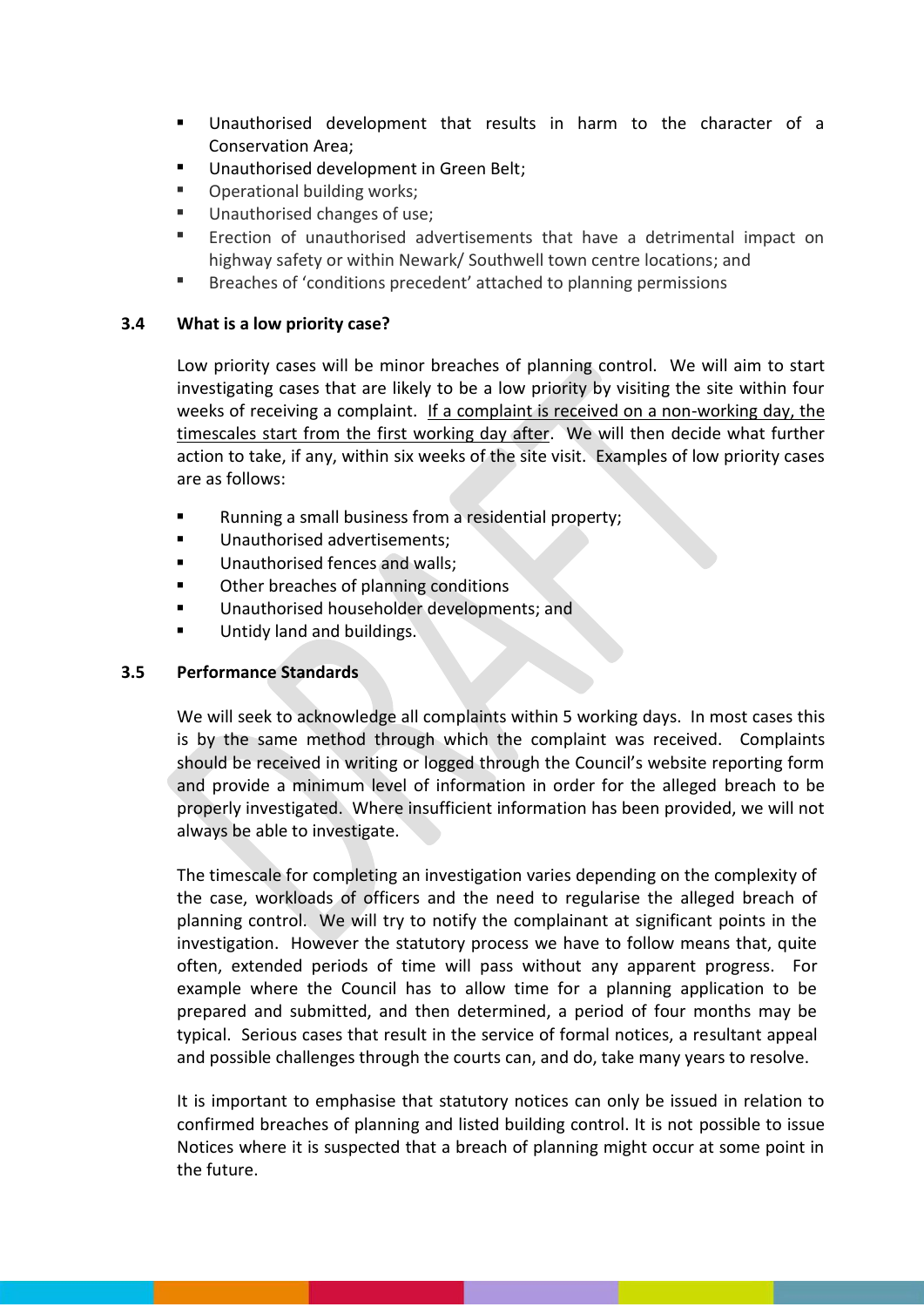- Unauthorised development that results in harm to the character of a Conservation Area;
- Unauthorised development in Green Belt;
- Operational building works;
- Unauthorised changes of use;
- Erection of unauthorised advertisements that have a detrimental impact on highway safety or within Newark/ Southwell town centre locations; and
- Breaches of 'conditions precedent' attached to planning permissions

### 3.4 What is a low priority case?

Low priority cases will be minor breaches of planning control. We will aim to start investigating cases that are likely to be a low priority by visiting the site within four weeks of receiving a complaint. <u>If a complaint is received on a non-working day, the timescales start from the first working day after</u>. We will then decide what further action to take, if any, within six weeks of the site visit. Examples of low priority cases are as follows:

- Running a small business from a residential property;
- Unauthorised advertisements;
- Unauthorised fences and walls;
- Other breaches of planning conditions
- Unauthorised householder developments; and
- Untidy land and buildings.

### 3.5 Performance Standards

We will seek to acknowledge all complaints within 5 working days. In most cases this is by the same method through which the complaint was received. Complaints should be received in writing or logged through the Council's website reporting form and provide a minimum level of information in order for the alleged breach to be properly investigated. Where insufficient information has been provided, we will not always be able to investigate.

The timescale for completing an investigation varies depending on the complexity of the case, workloads of officers and the need to regularise the alleged breach of planning control. We will try to notify the complainant at significant points in the investigation. However the statutory process we have to follow means that, quite often, extended periods of time will pass without any apparent progress. For example where the Council has to allow time for a planning application to be prepared and submitted, and then determined, a period of four months may be typical. Serious cases that result in the service of formal notices, a resultant appeal and possible challenges through the courts can, and do, take many years to resolve.

It is important to emphasise that statutory notices can only be issued in relation to confirmed breaches of planning and listed building control. It is not possible to issue Notices where it is suspected that a breach of planning might occur at some point in the future.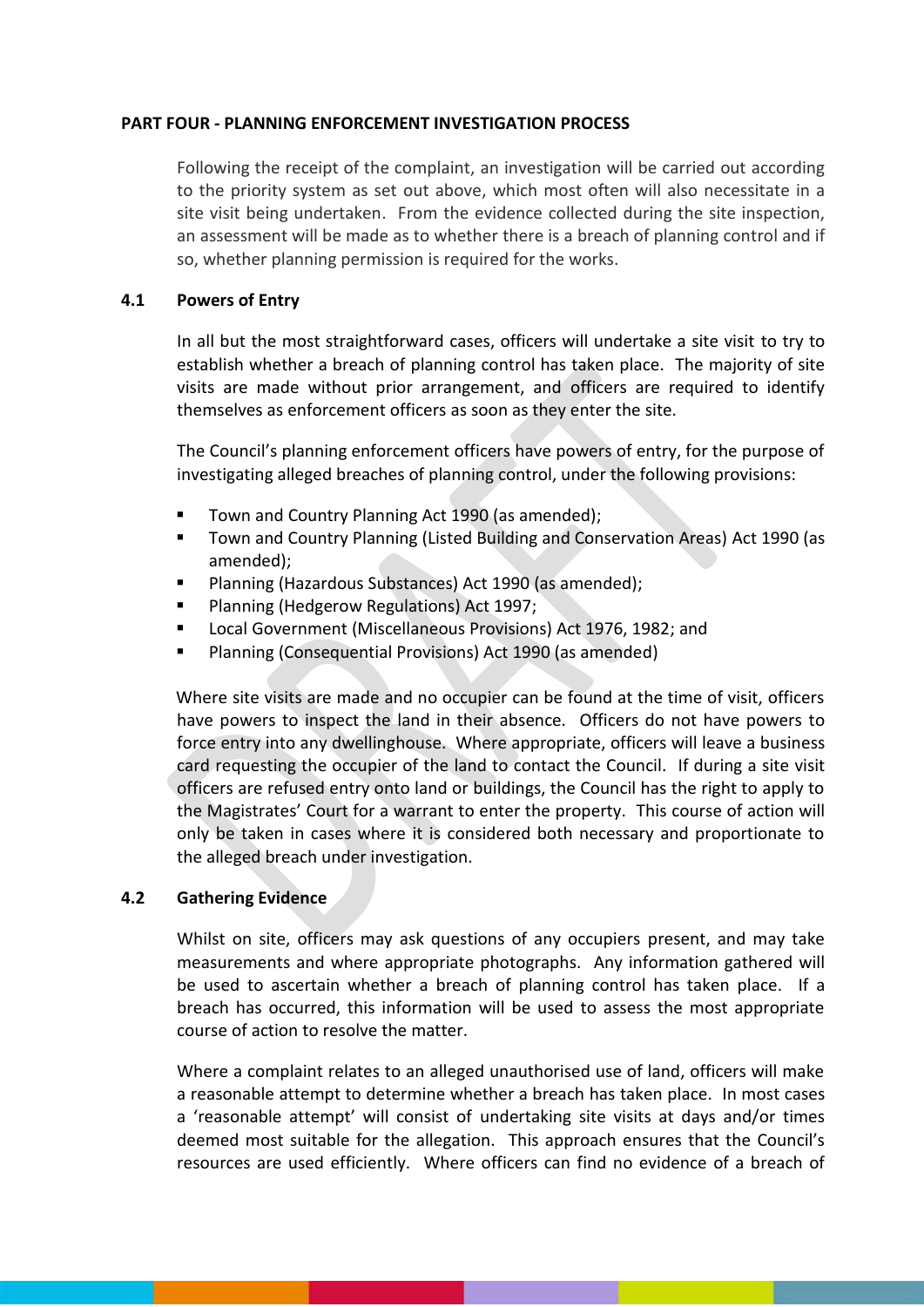## PART FOUR - PLANNING ENFORCEMENT INVESTIGATION PROCESS

Following the receipt of the complaint, an investigation will be carried out according to the priority system as set out above, which most often will also necessitate in a site visit being undertaken. From the evidence collected during the site inspection, an assessment will be made as to whether there is a breach of planning control and if so, whether planning permission is required for the works.

### 4.1 Powers of Entry

In all but the most straightforward cases, officers will undertake a site visit to try to establish whether a breach of planning control has taken place. The majority of site visits are made without prior arrangement, and officers are required to identify themselves as enforcement officers as soon as they enter the site.

The Council's planning enforcement officers have powers of entry, for the purpose of investigating alleged breaches of planning control, under the following provisions:

- Town and Country Planning Act 1990 (as amended);
- Town and Country Planning (Listed Building and Conservation Areas) Act 1990 (as amended);
- Planning (Hazardous Substances) Act 1990 (as amended);
- Planning (Hedgerow Regulations) Act 1997;
- Local Government (Miscellaneous Provisions) Act 1976, 1982; and
- Planning (Consequential Provisions) Act 1990 (as amended)

Where site visits are made and no occupier can be found at the time of visit, officers have powers to inspect the land in their absence. Officers do not have powers to force entry into any dwellinghouse. Where appropriate, officers will leave a business card requesting the occupier of the land to contact the Council. If during a site visit officers are refused entry onto land or buildings, the Council has the right to apply to the Magistrates' Court for a warrant to enter the property. This course of action will only be taken in cases where it is considered both necessary and proportionate to the alleged breach under investigation.

### 4.2 Gathering Evidence

Whilst on site, officers may ask questions of any occupiers present, and may take measurements and where appropriate photographs. Any information gathered will be used to ascertain whether a breach of planning control has taken place. If a breach has occurred, this information will be used to assess the most appropriate course of action to resolve the matter.

Where a complaint relates to an alleged unauthorised use of land, officers will make a reasonable attempt to determine whether a breach has taken place. In most cases a 'reasonable attempt' will consist of undertaking site visits at days and/or times deemed most suitable for the allegation. This approach ensures that the Council's resources are used efficiently. Where officers can find no evidence of a breach of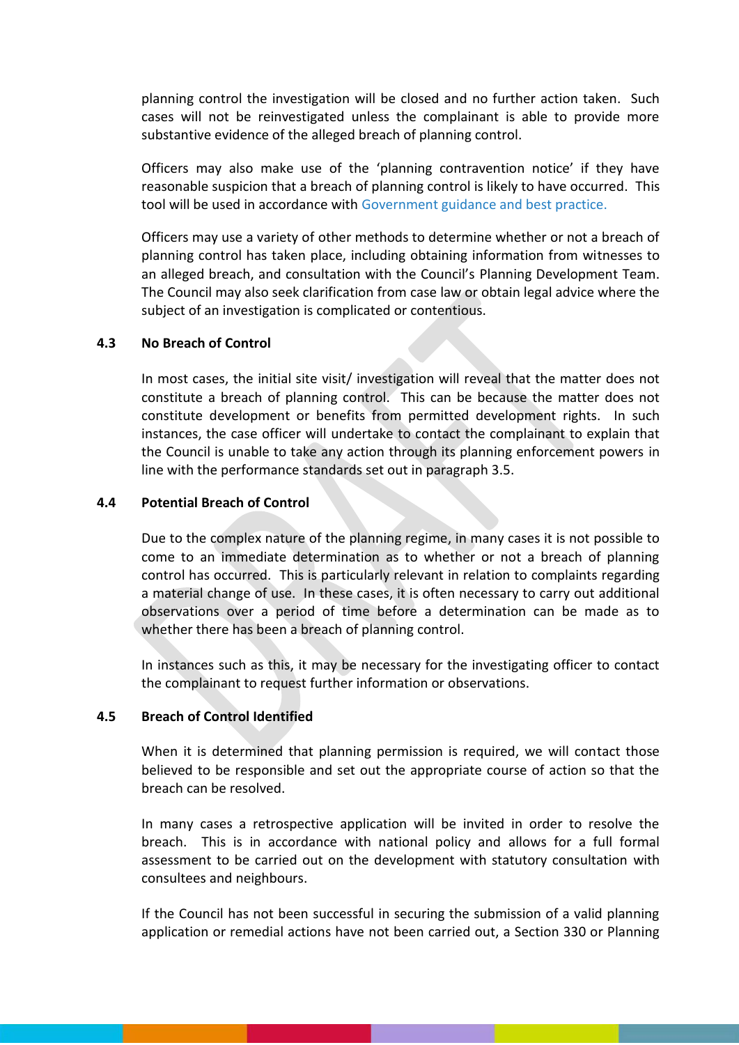planning control the investigation will be closed and no further action taken. Such cases will not be reinvestigated unless the complainant is able to provide more substantive evidence of the alleged breach of planning control.

Officers may also make use of the 'planning contravention notice' if they have reasonable suspicion that a breach of planning control is likely to have occurred. This tool will be used in accordance with Government guidance and best practice.

Officers may use a variety of other methods to determine whether or not a breach of planning control has taken place, including obtaining information from witnesses to an alleged breach, and consultation with the Council's Planning Development Team. The Council may also seek clarification from case law or obtain legal advice where the subject of an investigation is complicated or contentious.

### 4.3 No Breach of Control

In most cases, the initial site visit/ investigation will reveal that the matter does not constitute a breach of planning control. This can be because the matter does not constitute development or benefits from permitted development rights. In such instances, the case officer will undertake to contact the complainant to explain that the Council is unable to take any action through its planning enforcement powers in line with the performance standards set out in paragraph 3.5.

### 4.4 Potential Breach of Control

Due to the complex nature of the planning regime, in many cases it is not possible to come to an immediate determination as to whether or not a breach of planning control has occurred. This is particularly relevant in relation to complaints regarding a material change of use. In these cases, it is often necessary to carry out additional observations over a period of time before a determination can be made as to whether there has been a breach of planning control.

In instances such as this, it may be necessary for the investigating officer to contact the complainant to request further information or observations.

### 4.5 Breach of Control Identified

When it is determined that planning permission is required, we will contact those believed to be responsible and set out the appropriate course of action so that the breach can be resolved.

In many cases a retrospective application will be invited in order to resolve the breach. This is in accordance with national policy and allows for a full formal assessment to be carried out on the development with statutory consultation with consultees and neighbours.

If the Council has not been successful in securing the submission of a valid planning application or remedial actions have not been carried out, a Section 330 or Planning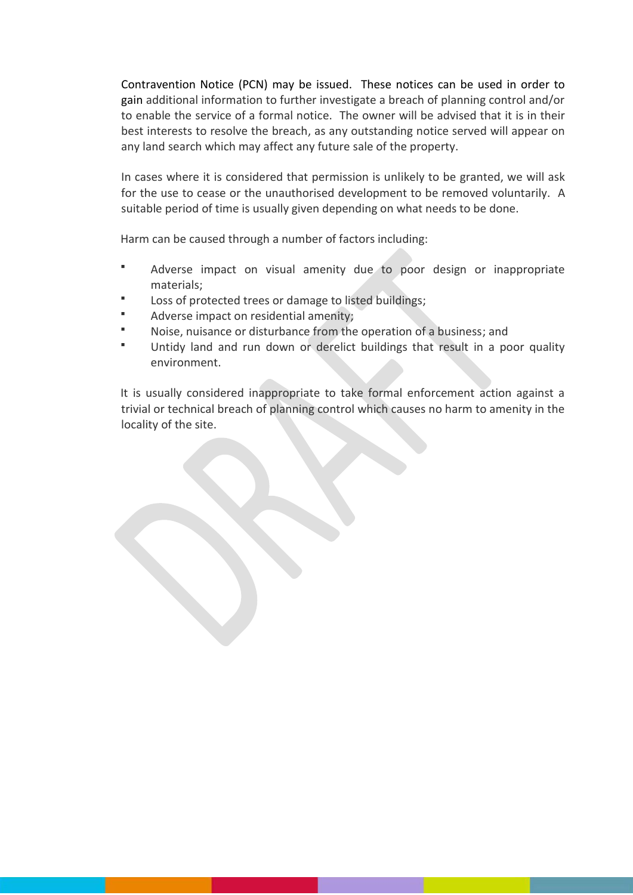Contravention Notice (PCN) may be issued. These notices can be used in order to gain additional information to further investigate a breach of planning control and/or to enable the service of a formal notice. The owner will be advised that it is in their best interests to resolve the breach, as any outstanding notice served will appear on any land search which may affect any future sale of the property.

In cases where it is considered that permission is unlikely to be granted, we will ask for the use to cease or the unauthorised development to be removed voluntarily. A suitable period of time is usually given depending on what needs to be done.

Harm can be caused through a number of factors including:

- Adverse impact on visual amenity due to poor design or inappropriate materials;
- Loss of protected trees or damage to listed buildings;
- Adverse impact on residential amenity;
- Noise, nuisance or disturbance from the operation of a business; and
- Untidy land and run down or derelict buildings that result in a poor quality environment.

It is usually considered inappropriate to take formal enforcement action against a trivial or technical breach of planning control which causes no harm to amenity in the locality of the site.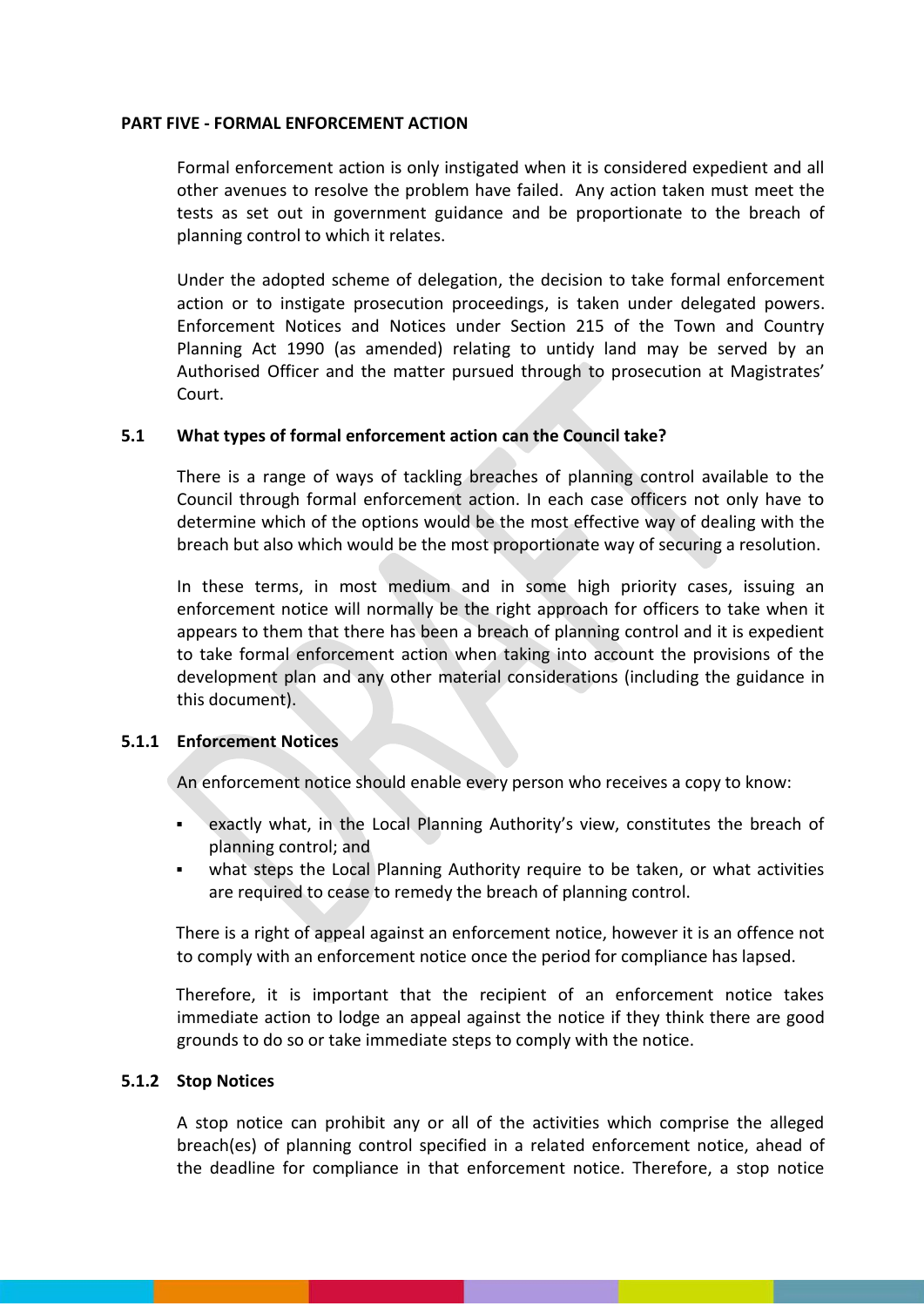## PART FIVE - FORMAL ENFORCEMENT ACTION

Formal enforcement action is only instigated when it is considered expedient and all other avenues to resolve the problem have failed. Any action taken must meet the tests as set out in government guidance and be proportionate to the breach of planning control to which it relates.

Under the adopted scheme of delegation, the decision to take formal enforcement action or to instigate prosecution proceedings, is taken under delegated powers. Enforcement Notices and Notices under Section 215 of the Town and Country Planning Act 1990 (as amended) relating to untidy land may be served by an Authorised Officer and the matter pursued through to prosecution at Magistrates' Court.

### 5.1 What types of formal enforcement action can the Council take?

There is a range of ways of tackling breaches of planning control available to the Council through formal enforcement action. In each case officers not only have to determine which of the options would be the most effective way of dealing with the breach but also which would be the most proportionate way of securing a resolution.

In these terms, in most medium and in some high priority cases, issuing an enforcement notice will normally be the right approach for officers to take when it appears to them that there has been a breach of planning control and it is expedient to take formal enforcement action when taking into account the provisions of the development plan and any other material considerations (including the guidance in this document).

#### 5.1.1 Enforcement Notices

An enforcement notice should enable every person who receives a copy to know:

- exactly what, in the Local Planning Authority's view, constitutes the breach of planning control; and
- what steps the Local Planning Authority require to be taken, or what activities are required to cease to remedy the breach of planning control.

There is a right of appeal against an enforcement notice, however it is an offence not to comply with an enforcement notice once the period for compliance has lapsed.

Therefore, it is important that the recipient of an enforcement notice takes immediate action to lodge an appeal against the notice if they think there are good grounds to do so or take immediate steps to comply with the notice.

#### 5.1.2 Stop Notices

A stop notice can prohibit any or all of the activities which comprise the alleged breach(es) of planning control specified in a related enforcement notice, ahead of the deadline for compliance in that enforcement notice. Therefore, a stop notice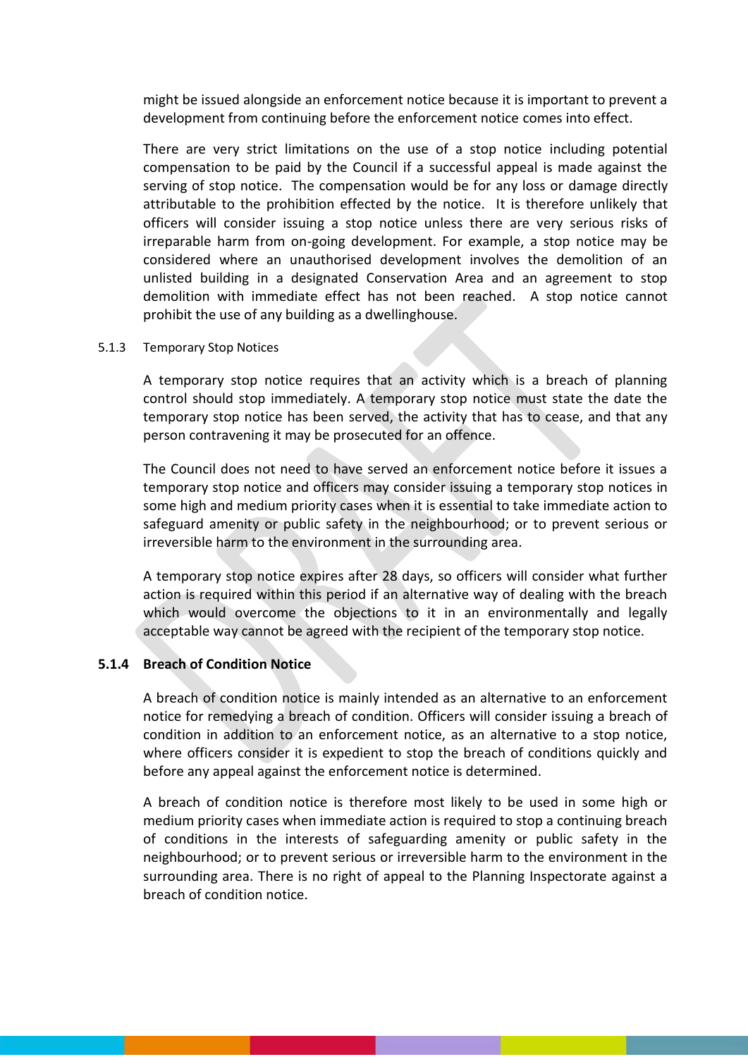might be issued alongside an enforcement notice because it is important to prevent a development from continuing before the enforcement notice comes into effect.

There are very strict limitations on the use of a stop notice including potential compensation to be paid by the Council if a successful appeal is made against the serving of stop notice. The compensation would be for any loss or damage directly attributable to the prohibition effected by the notice. It is therefore unlikely that officers will consider issuing a stop notice unless there are very serious risks of irreparable harm from on-going development. For example, a stop notice may be considered where an unauthorised development involves the demolition of an unlisted building in a designated Conservation Area and an agreement to stop demolition with immediate effect has not been reached. A stop notice cannot prohibit the use of any building as a dwellinghouse.

5.1.3 Temporary Stop Notices

A temporary stop notice requires that an activity which is a breach of planning control should stop immediately. A temporary stop notice must state the date the temporary stop notice has been served, the activity that has to cease, and that any person contravening it may be prosecuted for an offence.

The Council does not need to have served an enforcement notice before it issues a temporary stop notice and officers may consider issuing a temporary stop notices in some high and medium priority cases when it is essential to take immediate action to safeguard amenity or public safety in the neighbourhood; or to prevent serious or irreversible harm to the environment in the surrounding area.

A temporary stop notice expires after 28 days, so officers will consider what further action is required within this period if an alternative way of dealing with the breach which would overcome the objections to it in an environmentally and legally acceptable way cannot be agreed with the recipient of the temporary stop notice.

### 5.1.4 Breach of Condition Notice

A breach of condition notice is mainly intended as an alternative to an enforcement notice for remedying a breach of condition. Officers will consider issuing a breach of condition in addition to an enforcement notice, as an alternative to a stop notice, where officers consider it is expedient to stop the breach of conditions quickly and before any appeal against the enforcement notice is determined.

A breach of condition notice is therefore most likely to be used in some high or medium priority cases when immediate action is required to stop a continuing breach of conditions in the interests of safeguarding amenity or public safety in the neighbourhood; or to prevent serious or irreversible harm to the environment in the surrounding area. There is no right of appeal to the Planning Inspectorate against a breach of condition notice.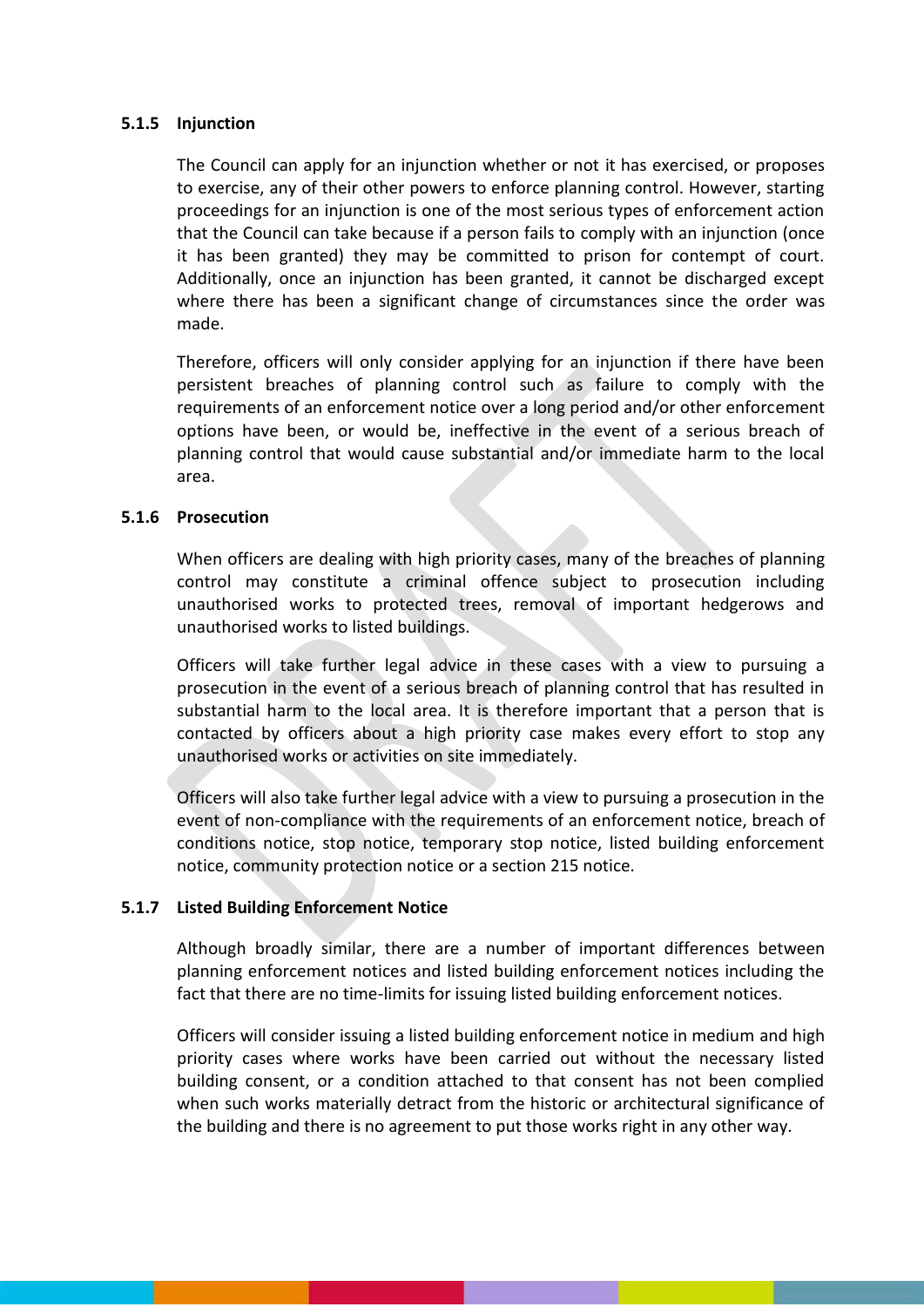#### 5.1.5 Injunction

The Council can apply for an injunction whether or not it has exercised, or proposes to exercise, any of their other powers to enforce planning control. However, starting proceedings for an injunction is one of the most serious types of enforcement action that the Council can take because if a person fails to comply with an injunction (once it has been granted) they may be committed to prison for contempt of court. Additionally, once an injunction has been granted, it cannot be discharged except where there has been a significant change of circumstances since the order was made.

Therefore, officers will only consider applying for an injunction if there have been persistent breaches of planning control such as failure to comply with the requirements of an enforcement notice over a long period and/or other enforcement options have been, or would be, ineffective in the event of a serious breach of planning control that would cause substantial and/or immediate harm to the local area.

#### 5.1.6 Prosecution

When officers are dealing with high priority cases, many of the breaches of planning control may constitute a criminal offence subject to prosecution including unauthorised works to protected trees, removal of important hedgerows and unauthorised works to listed buildings.

Officers will take further legal advice in these cases with a view to pursuing a prosecution in the event of a serious breach of planning control that has resulted in substantial harm to the local area. It is therefore important that a person that is contacted by officers about a high priority case makes every effort to stop any unauthorised works or activities on site immediately.

Officers will also take further legal advice with a view to pursuing a prosecution in the event of non-compliance with the requirements of an enforcement notice, breach of conditions notice, stop notice, temporary stop notice, listed building enforcement notice, community protection notice or a section 215 notice.

#### 5.1.7 Listed Building Enforcement Notice

Although broadly similar, there are a number of important differences between planning enforcement notices and listed building enforcement notices including the fact that there are no time-limits for issuing listed building enforcement notices.

Officers will consider issuing a listed building enforcement notice in medium and high priority cases where works have been carried out without the necessary listed building consent, or a condition attached to that consent has not been complied when such works materially detract from the historic or architectural significance of the building and there is no agreement to put those works right in any other way.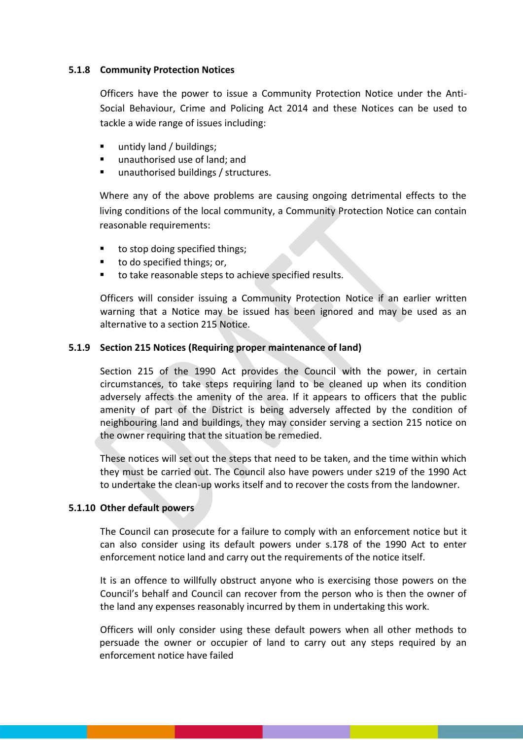### 5.1.8 Community Protection Notices

Officers have the power to issue a Community Protection Notice under the Anti-Social Behaviour, Crime and Policing Act 2014 and these Notices can be used to tackle a wide range of issues including:

- untidy land / buildings;
- unauthorised use of land; and
- unauthorised buildings / structures.

Where any of the above problems are causing ongoing detrimental effects to the living conditions of the local community, a Community Protection Notice can contain reasonable requirements:

- to stop doing specified things;
- to do specified things; or,
- to take reasonable steps to achieve specified results.

Officers will consider issuing a Community Protection Notice if an earlier written warning that a Notice may be issued has been ignored and may be used as an alternative to a section 215 Notice.

### 5.1.9 Section 215 Notices (Requiring proper maintenance of land)

Section 215 of the 1990 Act provides the Council with the power, in certain circumstances, to take steps requiring land to be cleaned up when its condition adversely affects the amenity of the area. If it appears to officers that the public amenity of part of the District is being adversely affected by the condition of neighbouring land and buildings, they may consider serving a section 215 notice on the owner requiring that the situation be remedied.

These notices will set out the steps that need to be taken, and the time within which they must be carried out. The Council also have powers under s219 of the 1990 Act to undertake the clean-up works itself and to recover the costs from the landowner.

### 5.1.10 Other default powers

The Council can prosecute for a failure to comply with an enforcement notice but it can also consider using its default powers under s.178 of the 1990 Act to enter enforcement notice land and carry out the requirements of the notice itself.

It is an offence to willfully obstruct anyone who is exercising those powers on the Council's behalf and Council can recover from the person who is then the owner of the land any expenses reasonably incurred by them in undertaking this work.

Officers will only consider using these default powers when all other methods to persuade the owner or occupier of land to carry out any steps required by an enforcement notice have failed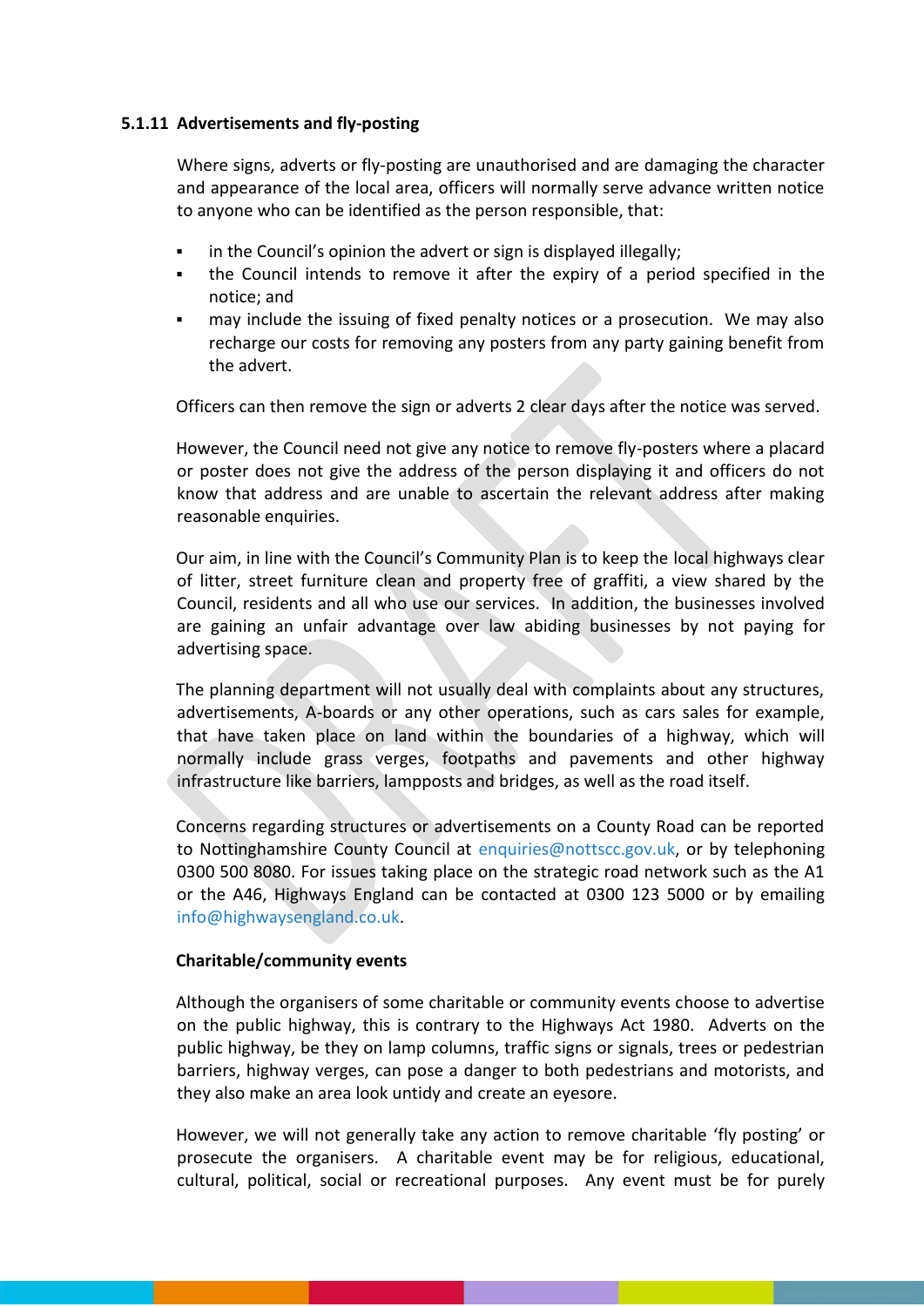### 5.1.11 Advertisements and fly-posting

Where signs, adverts or fly-posting are unauthorised and are damaging the character and appearance of the local area, officers will normally serve advance written notice to anyone who can be identified as the person responsible, that:

- in the Council's opinion the advert or sign is displayed illegally;
- the Council intends to remove it after the expiry of a period specified in the notice; and
- may include the issuing of fixed penalty notices or a prosecution. We may also recharge our costs for removing any posters from any party gaining benefit from the advert.

Officers can then remove the sign or adverts 2 clear days after the notice was served.

However, the Council need not give any notice to remove fly-posters where a placard or poster does not give the address of the person displaying it and officers do not know that address and are unable to ascertain the relevant address after making reasonable enquiries.

Our aim, in line with the Council's Community Plan is to keep the local highways clear of litter, street furniture clean and property free of graffiti, a view shared by the Council, residents and all who use our services. In addition, the businesses involved are gaining an unfair advantage over law abiding businesses by not paying for advertising space.

The planning department will not usually deal with complaints about any structures, advertisements, A-boards or any other operations, such as cars sales for example, that have taken place on land within the boundaries of a highway, which will normally include grass verges, footpaths and pavements and other highway infrastructure like barriers, lampposts and bridges, as well as the road itself.

Concerns regarding structures or advertisements on a County Road can be reported to Nottinghamshire County Council at enquiries@nottscc.gov.uk, or by telephoning 0300 500 8080. For issues taking place on the strategic road network such as the A1 or the A46, Highways England can be contacted at 0300 123 5000 or by emailing info@highwaysengland.co.uk.

**Charitable/community events**

Although the organisers of some charitable or community events choose to advertise on the public highway, this is contrary to the Highways Act 1980. Adverts on the public highway, be they on lamp columns, traffic signs or signals, trees or pedestrian barriers, highway verges, can pose a danger to both pedestrians and motorists, and they also make an area look untidy and create an eyesore.

However, we will not generally take any action to remove charitable 'fly posting' or prosecute the organisers. A charitable event may be for religious, educational, cultural, political, social or recreational purposes. Any event must be for purely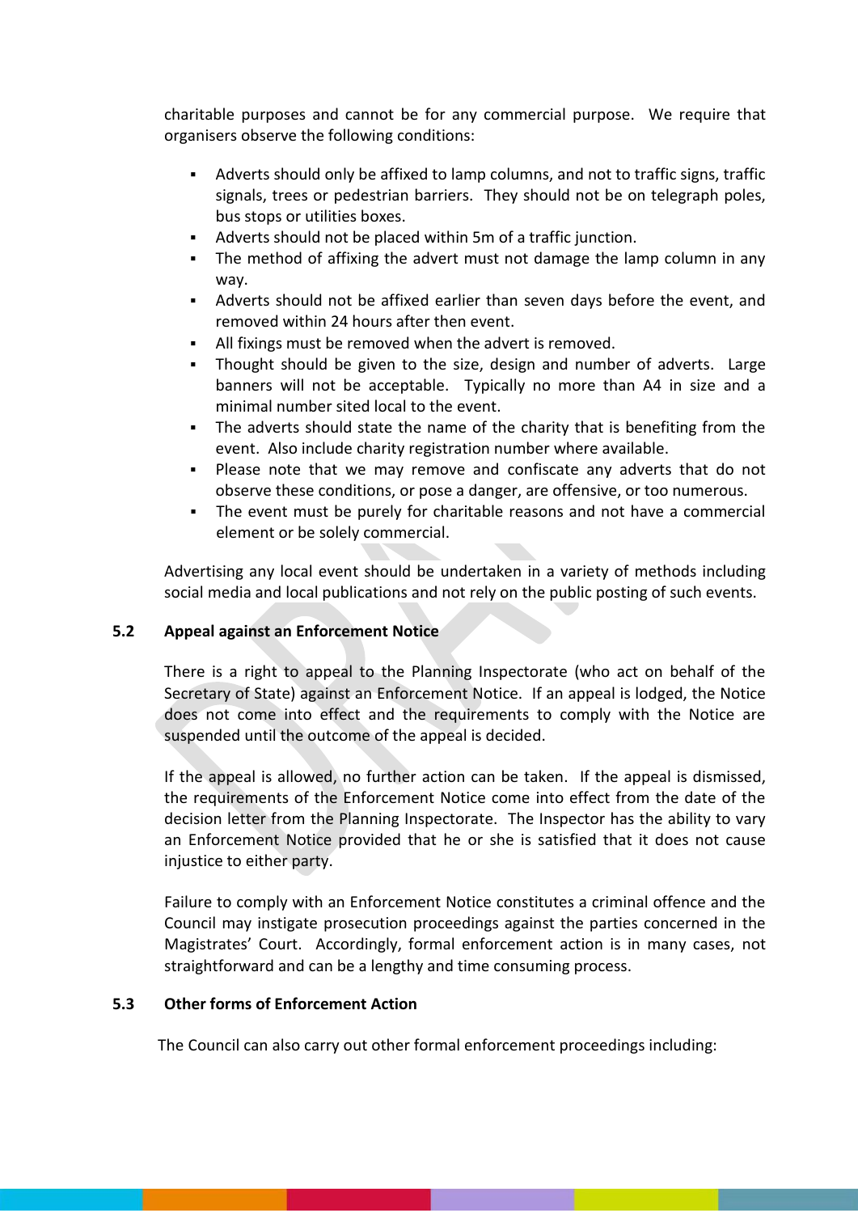charitable purposes and cannot be for any commercial purpose. We require that organisers observe the following conditions:

- Adverts should only be affixed to lamp columns, and not to traffic signs, traffic signals, trees or pedestrian barriers. They should not be on telegraph poles, bus stops or utilities boxes.
- Adverts should not be placed within 5m of a traffic junction.
- The method of affixing the advert must not damage the lamp column in any way.
- Adverts should not be affixed earlier than seven days before the event, and removed within 24 hours after then event.
- All fixings must be removed when the advert is removed.
- Thought should be given to the size, design and number of adverts. Large banners will not be acceptable. Typically no more than A4 in size and a minimal number sited local to the event.
- The adverts should state the name of the charity that is benefiting from the event. Also include charity registration number where available.
- Please note that we may remove and confiscate any adverts that do not observe these conditions, or pose a danger, are offensive, or too numerous.
- The event must be purely for charitable reasons and not have a commercial element or be solely commercial.

Advertising any local event should be undertaken in a variety of methods including social media and local publications and not rely on the public posting of such events.

### 5.2 Appeal against an Enforcement Notice

There is a right to appeal to the Planning Inspectorate (who act on behalf of the Secretary of State) against an Enforcement Notice. If an appeal is lodged, the Notice does not come into effect and the requirements to comply with the Notice are suspended until the outcome of the appeal is decided.

If the appeal is allowed, no further action can be taken. If the appeal is dismissed, the requirements of the Enforcement Notice come into effect from the date of the decision letter from the Planning Inspectorate. The Inspector has the ability to vary an Enforcement Notice provided that he or she is satisfied that it does not cause injustice to either party.

Failure to comply with an Enforcement Notice constitutes a criminal offence and the Council may instigate prosecution proceedings against the parties concerned in the Magistrates' Court. Accordingly, formal enforcement action is in many cases, not straightforward and can be a lengthy and time consuming process.

### 5.3 Other forms of Enforcement Action

The Council can also carry out other formal enforcement proceedings including: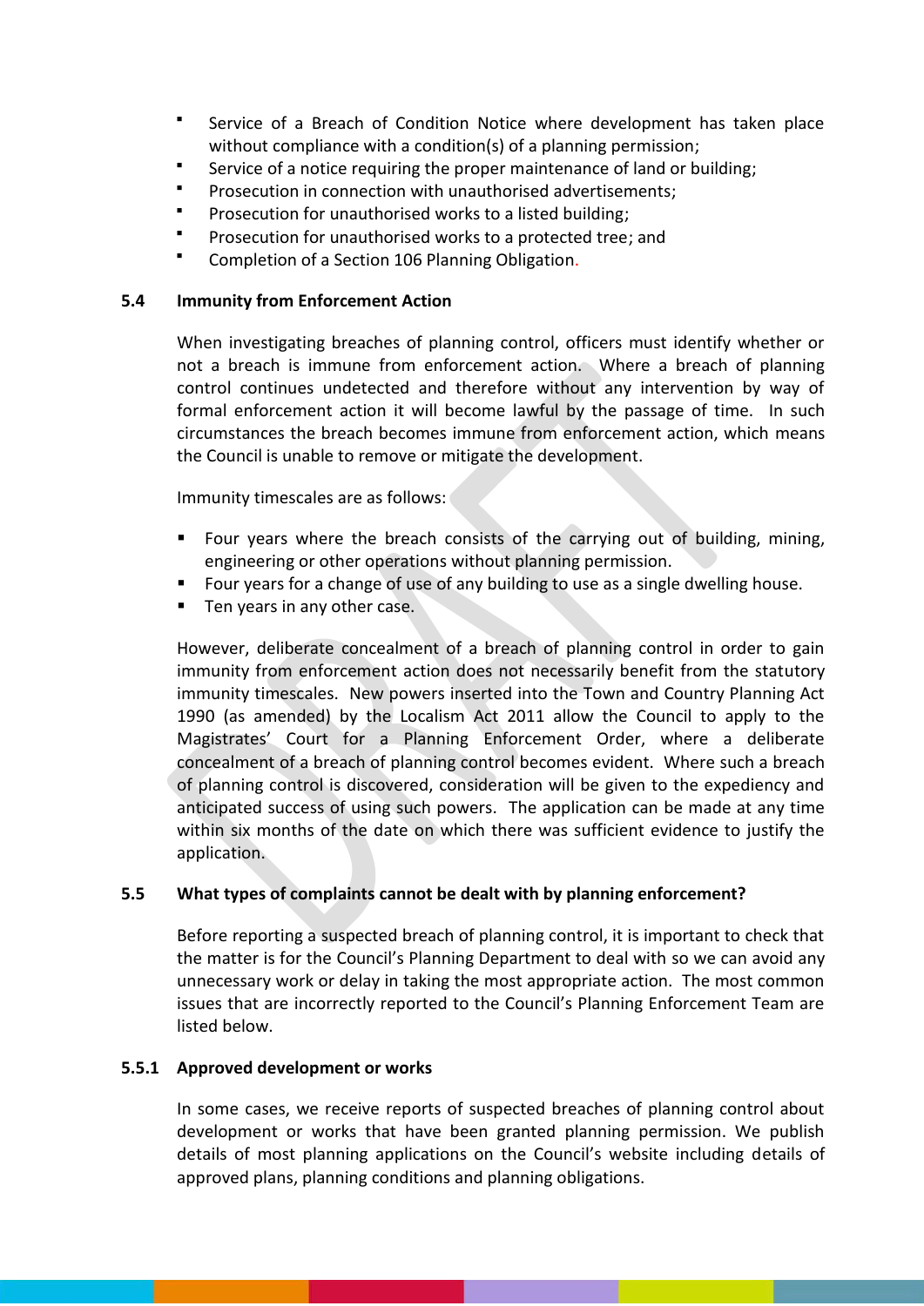- Service of a Breach of Condition Notice where development has taken place without compliance with a condition(s) of a planning permission;
- Service of a notice requiring the proper maintenance of land or building;
- Prosecution in connection with unauthorised advertisements;
- Prosecution for unauthorised works to a listed building;
- Prosecution for unauthorised works to a protected tree; and
- Completion of a Section 106 Planning Obligation.

### 5.4 Immunity from Enforcement Action

When investigating breaches of planning control, officers must identify whether or not a breach is immune from enforcement action. Where a breach of planning control continues undetected and therefore without any intervention by way of formal enforcement action it will become lawful by the passage of time. In such circumstances the breach becomes immune from enforcement action, which means the Council is unable to remove or mitigate the development.

Immunity timescales are as follows:

- Four years where the breach consists of the carrying out of building, mining, engineering or other operations without planning permission.
- Four years for a change of use of any building to use as a single dwelling house.
- Ten years in any other case.

However, deliberate concealment of a breach of planning control in order to gain immunity from enforcement action does not necessarily benefit from the statutory immunity timescales. New powers inserted into the Town and Country Planning Act 1990 (as amended) by the Localism Act 2011 allow the Council to apply to the Magistrates' Court for a Planning Enforcement Order, where a deliberate concealment of a breach of planning control becomes evident. Where such a breach of planning control is discovered, consideration will be given to the expediency and anticipated success of using such powers. The application can be made at any time within six months of the date on which there was sufficient evidence to justify the application.

### 5.5 What types of complaints cannot be dealt with by planning enforcement?

Before reporting a suspected breach of planning control, it is important to check that the matter is for the Council's Planning Department to deal with so we can avoid any unnecessary work or delay in taking the most appropriate action. The most common issues that are incorrectly reported to the Council's Planning Enforcement Team are listed below.

#### 5.5.1 Approved development or works

In some cases, we receive reports of suspected breaches of planning control about development or works that have been granted planning permission. We publish details of most planning applications on the Council's website including details of approved plans, planning conditions and planning obligations.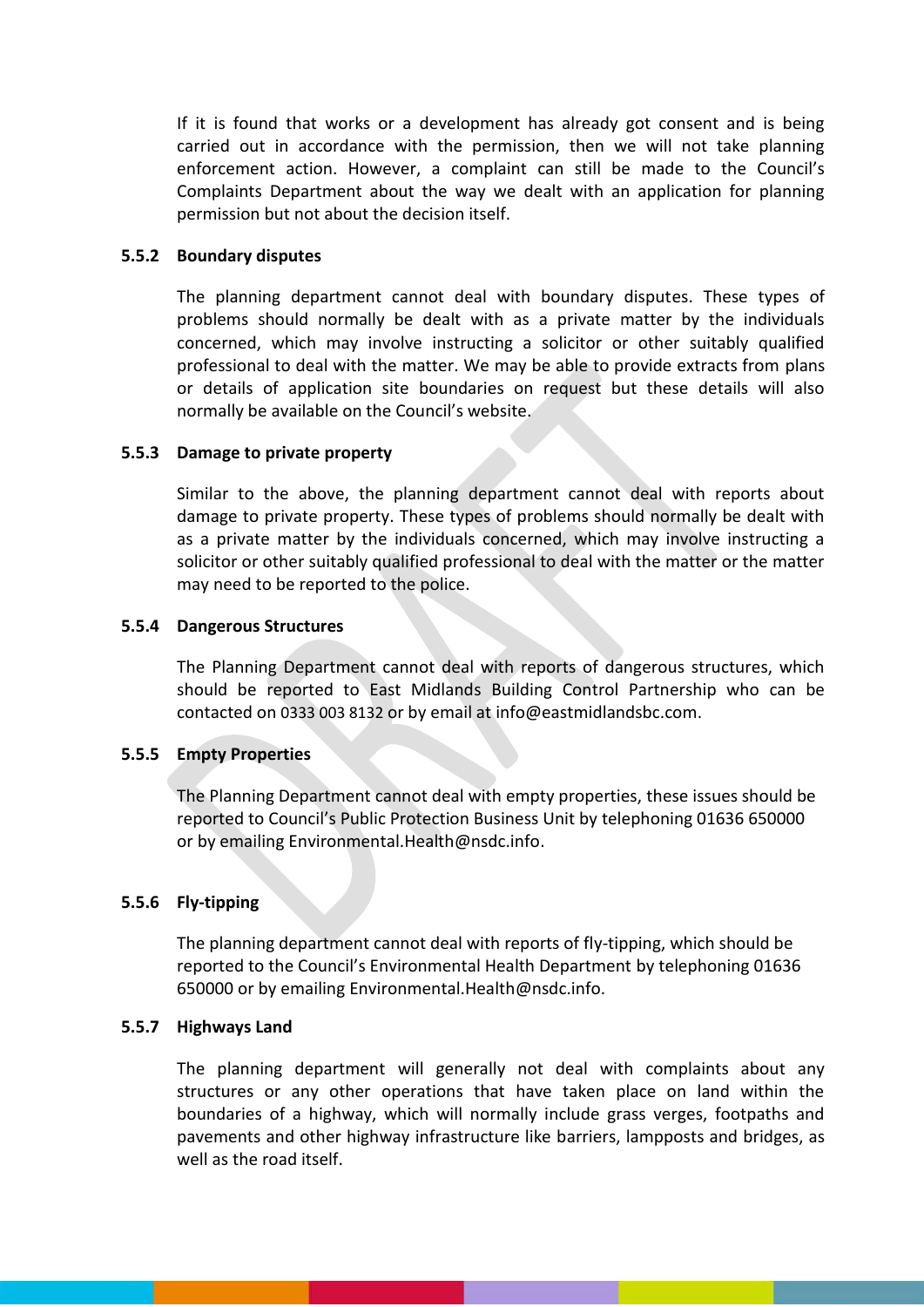If it is found that works or a development has already got consent and is being carried out in accordance with the permission, then we will not take planning enforcement action. However, a complaint can still be made to the Council's Complaints Department about the way we dealt with an application for planning permission but not about the decision itself.

### 5.5.2 Boundary disputes

The planning department cannot deal with boundary disputes. These types of problems should normally be dealt with as a private matter by the individuals concerned, which may involve instructing a solicitor or other suitably qualified professional to deal with the matter. We may be able to provide extracts from plans or details of application site boundaries on request but these details will also normally be available on the Council's website.

### 5.5.3 Damage to private property

Similar to the above, the planning department cannot deal with reports about damage to private property. These types of problems should normally be dealt with as a private matter by the individuals concerned, which may involve instructing a solicitor or other suitably qualified professional to deal with the matter or the matter may need to be reported to the police.

### 5.5.4 Dangerous Structures

The Planning Department cannot deal with reports of dangerous structures, which should be reported to East Midlands Building Control Partnership who can be contacted on 0333 003 8132 or by email at info@eastmidlandsbc.com.

### 5.5.5 Empty Properties

The Planning Department cannot deal with empty properties, these issues should be reported to Council's Public Protection Business Unit by telephoning 01636 650000 or by emailing Environmental.Health@nsdc.info.

### 5.5.6 Fly-tipping

The planning department cannot deal with reports of fly-tipping, which should be reported to the Council's Environmental Health Department by telephoning 01636 650000 or by emailing Environmental.Health@nsdc.info.

### 5.5.7 Highways Land

The planning department will generally not deal with complaints about any structures or any other operations that have taken place on land within the boundaries of a highway, which will normally include grass verges, footpaths and pavements and other highway infrastructure like barriers, lampposts and bridges, as well as the road itself.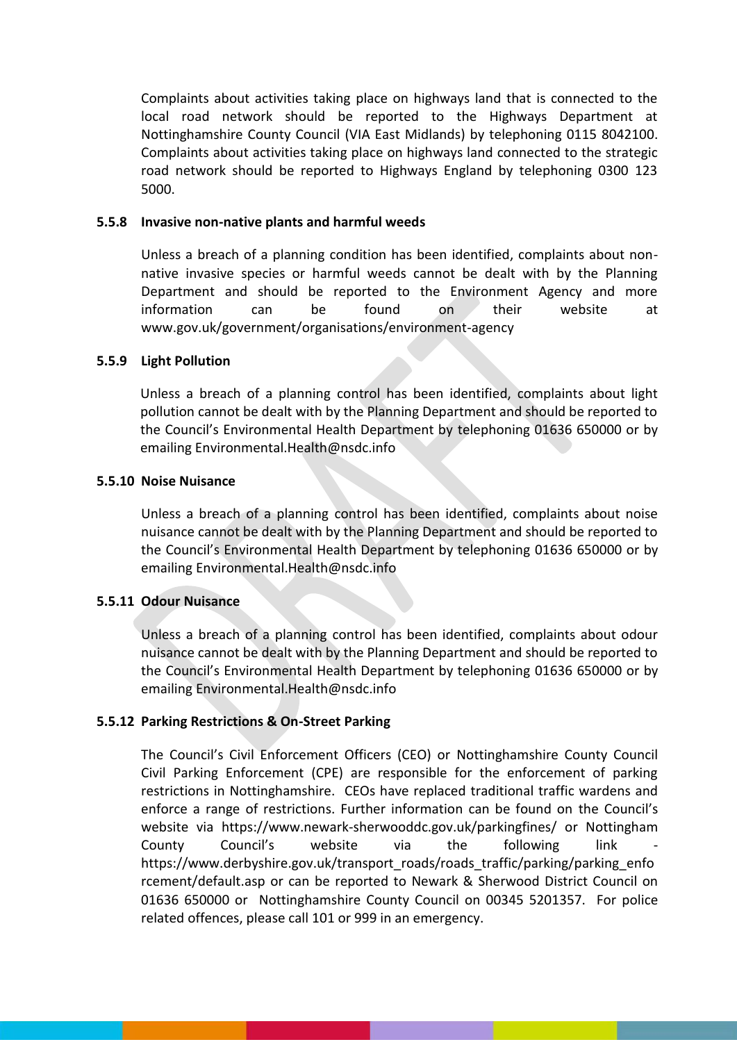Complaints about activities taking place on highways land that is connected to the local road network should be reported to the Highways Department at Nottinghamshire County Council (VIA East Midlands) by telephoning 0115 8042100. Complaints about activities taking place on highways land connected to the strategic road network should be reported to Highways England by telephoning 0300 123 5000.

#### 5.5.8 Invasive non-native plants and harmful weeds

Unless a breach of a planning condition has been identified, complaints about non-native invasive species or harmful weeds cannot be dealt with by the Planning Department and should be reported to the Environment Agency and more information can be found on their website at www.gov.uk/government/organisations/environment-agency

#### 5.5.9 Light Pollution

Unless a breach of a planning control has been identified, complaints about light pollution cannot be dealt with by the Planning Department and should be reported to the Council's Environmental Health Department by telephoning 01636 650000 or by emailing Environmental.Health@nsdc.info

#### 5.5.10 Noise Nuisance

Unless a breach of a planning control has been identified, complaints about noise nuisance cannot be dealt with by the Planning Department and should be reported to the Council's Environmental Health Department by telephoning 01636 650000 or by emailing Environmental.Health@nsdc.info

#### 5.5.11 Odour Nuisance

Unless a breach of a planning control has been identified, complaints about odour nuisance cannot be dealt with by the Planning Department and should be reported to the Council's Environmental Health Department by telephoning 01636 650000 or by emailing Environmental.Health@nsdc.info

#### 5.5.12 Parking Restrictions & On-Street Parking

The Council's Civil Enforcement Officers (CEO) or Nottinghamshire County Council Civil Parking Enforcement (CPE) are responsible for the enforcement of parking restrictions in Nottinghamshire. CEOs have replaced traditional traffic wardens and enforce a range of restrictions. Further information can be found on the Council's website via https://www.newark-sherwooddc.gov.uk/parkingfines/ or Nottingham County Council's website via the following link - https://www.derbyshire.gov.uk/transport_roads/roads_traffic/parking/parking_enforcement/default.asp or can be reported to Newark & Sherwood District Council on 01636 650000 or Nottinghamshire County Council on 00345 5201357. For police related offences, please call 101 or 999 in an emergency.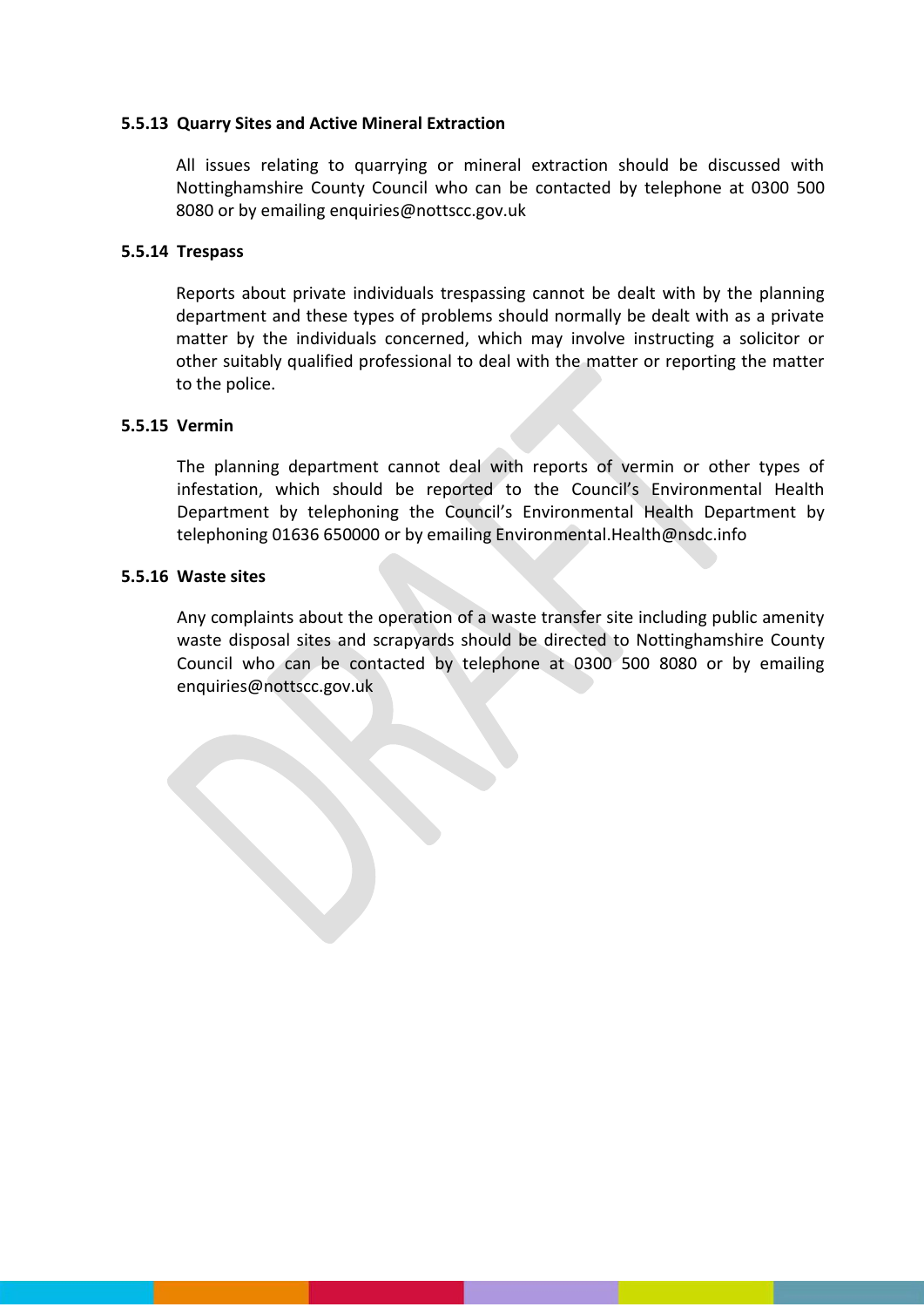#### 5.5.13 Quarry Sites and Active Mineral Extraction

All issues relating to quarrying or mineral extraction should be discussed with Nottinghamshire County Council who can be contacted by telephone at 0300 500 8080 or by emailing enquiries@nottscc.gov.uk

#### 5.5.14 Trespass

Reports about private individuals trespassing cannot be dealt with by the planning department and these types of problems should normally be dealt with as a private matter by the individuals concerned, which may involve instructing a solicitor or other suitably qualified professional to deal with the matter or reporting the matter to the police.

#### 5.5.15 Vermin

The planning department cannot deal with reports of vermin or other types of infestation, which should be reported to the Council's Environmental Health Department by telephoning the Council's Environmental Health Department by telephoning 01636 650000 or by emailing Environmental.Health@nsdc.info

#### 5.5.16 Waste sites

Any complaints about the operation of a waste transfer site including public amenity waste disposal sites and scrapyards should be directed to Nottinghamshire County Council who can be contacted by telephone at 0300 500 8080 or by emailing enquiries@nottscc.gov.uk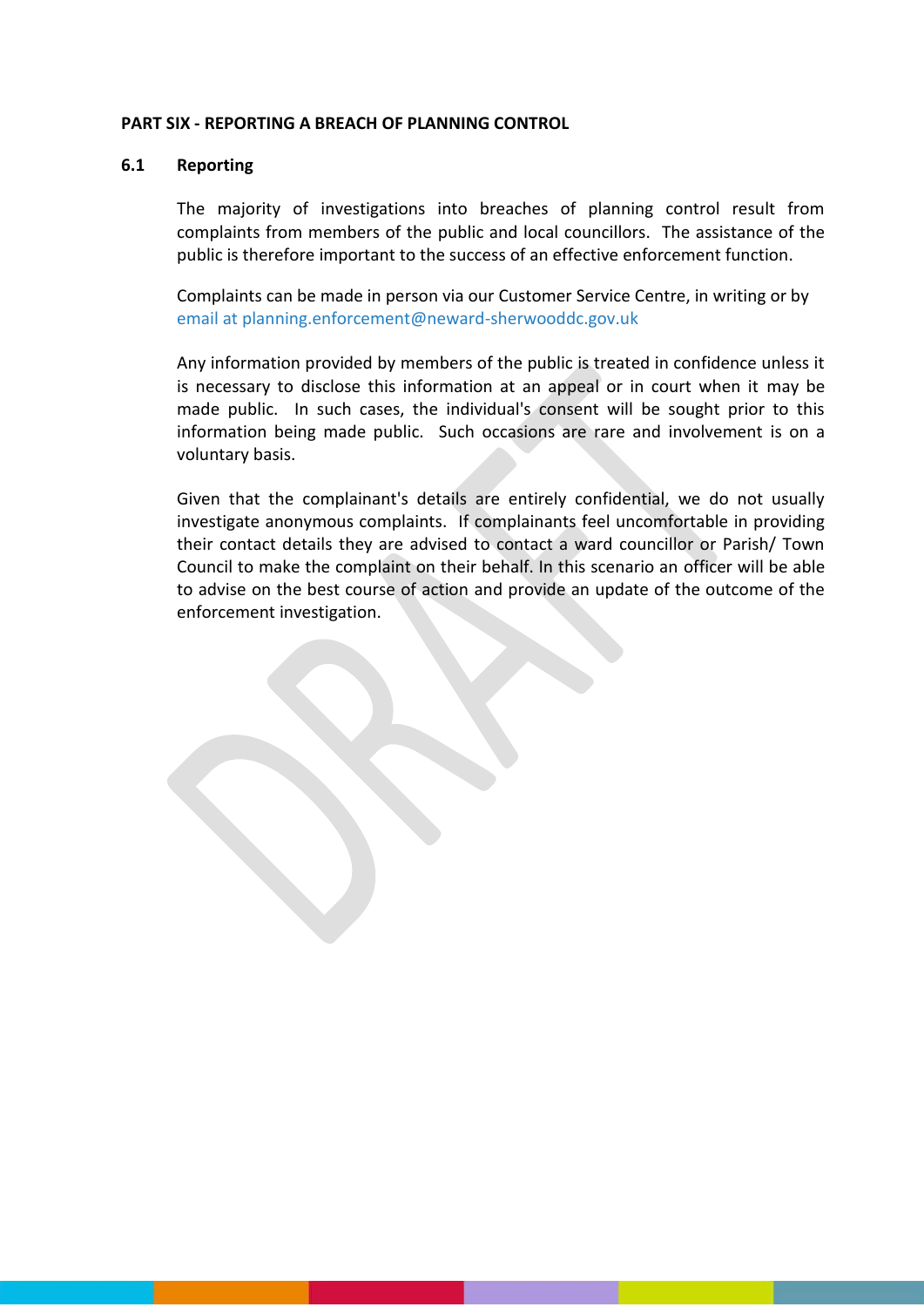## PART SIX - REPORTING A BREACH OF PLANNING CONTROL

### 6.1 Reporting

The majority of investigations into breaches of planning control result from complaints from members of the public and local councillors. The assistance of the public is therefore important to the success of an effective enforcement function.

Complaints can be made in person via our Customer Service Centre, in writing or by email at planning.enforcement@neward-sherwooddc.gov.uk

Any information provided by members of the public is treated in confidence unless it is necessary to disclose this information at an appeal or in court when it may be made public. In such cases, the individual's consent will be sought prior to this information being made public. Such occasions are rare and involvement is on a voluntary basis.

Given that the complainant's details are entirely confidential, we do not usually investigate anonymous complaints. If complainants feel uncomfortable in providing their contact details they are advised to contact a ward councillor or Parish/ Town Council to make the complaint on their behalf. In this scenario an officer will be able to advise on the best course of action and provide an update of the outcome of the enforcement investigation.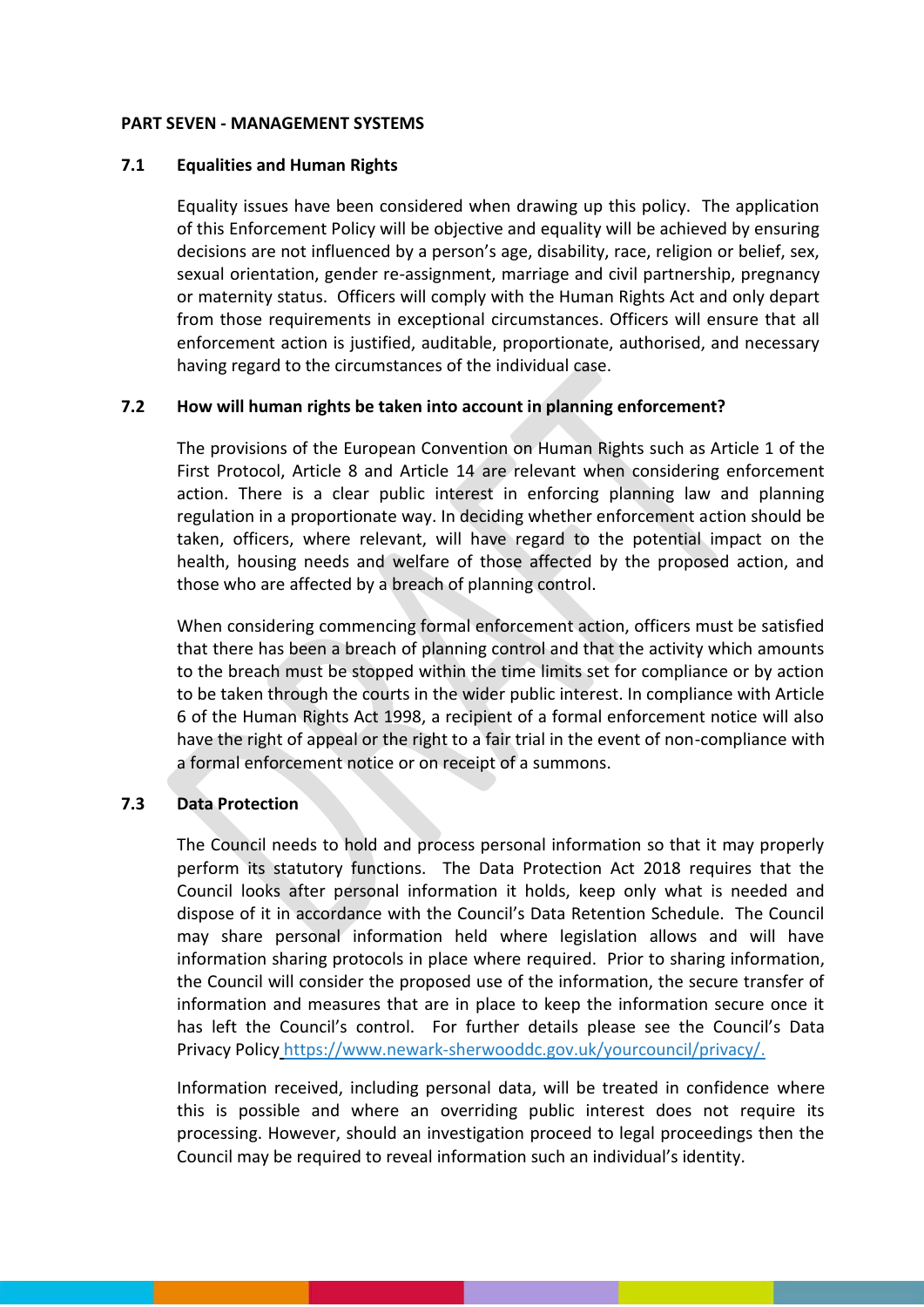**PART SEVEN - MANAGEMENT SYSTEMS**

**7.1 Equalities and Human Rights**

Equality issues have been considered when drawing up this policy. The application of this Enforcement Policy will be objective and equality will be achieved by ensuring decisions are not influenced by a person's age, disability, race, religion or belief, sex, sexual orientation, gender re-assignment, marriage and civil partnership, pregnancy or maternity status. Officers will comply with the Human Rights Act and only depart from those requirements in exceptional circumstances. Officers will ensure that all enforcement action is justified, auditable, proportionate, authorised, and necessary having regard to the circumstances of the individual case.

**7.2 How will human rights be taken into account in planning enforcement?**

The provisions of the European Convention on Human Rights such as Article 1 of the First Protocol, Article 8 and Article 14 are relevant when considering enforcement action. There is a clear public interest in enforcing planning law and planning regulation in a proportionate way. In deciding whether enforcement action should be taken, officers, where relevant, will have regard to the potential impact on the health, housing needs and welfare of those affected by the proposed action, and those who are affected by a breach of planning control.

When considering commencing formal enforcement action, officers must be satisfied that there has been a breach of planning control and that the activity which amounts to the breach must be stopped within the time limits set for compliance or by action to be taken through the courts in the wider public interest. In compliance with Article 6 of the Human Rights Act 1998, a recipient of a formal enforcement notice will also have the right of appeal or the right to a fair trial in the event of non-compliance with a formal enforcement notice or on receipt of a summons.

**7.3 Data Protection**

The Council needs to hold and process personal information so that it may properly perform its statutory functions. The Data Protection Act 2018 requires that the Council looks after personal information it holds, keep only what is needed and dispose of it in accordance with the Council's Data Retention Schedule. The Council may share personal information held where legislation allows and will have information sharing protocols in place where required. Prior to sharing information, the Council will consider the proposed use of the information, the secure transfer of information and measures that are in place to keep the information secure once it has left the Council's control. For further details please see the Council's Data Privacy Policy https://www.newark-sherwooddc.gov.uk/yourcouncil/privacy/.

Information received, including personal data, will be treated in confidence where this is possible and where an overriding public interest does not require its processing. However, should an investigation proceed to legal proceedings then the Council may be required to reveal information such an individual's identity.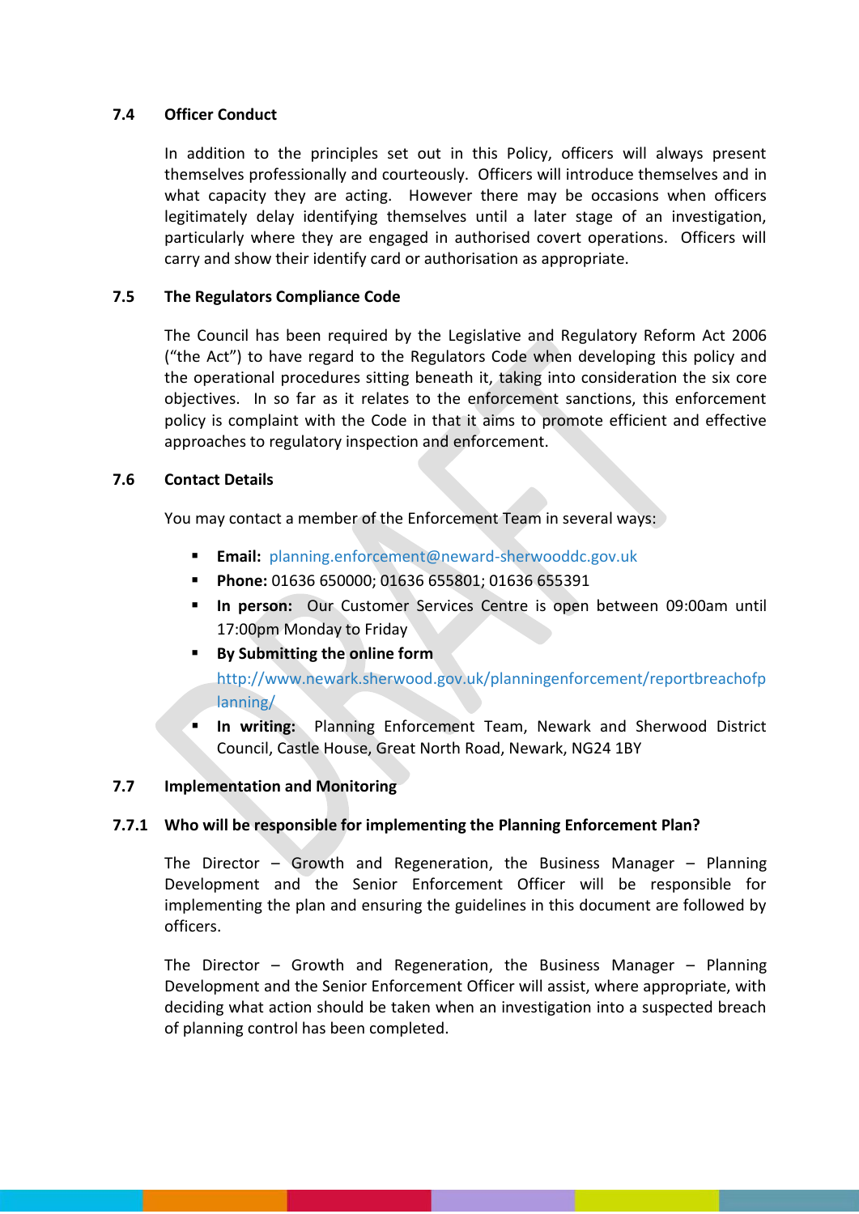### 7.4 Officer Conduct

In addition to the principles set out in this Policy, officers will always present themselves professionally and courteously. Officers will introduce themselves and in what capacity they are acting. However there may be occasions when officers legitimately delay identifying themselves until a later stage of an investigation, particularly where they are engaged in authorised covert operations. Officers will carry and show their identify card or authorisation as appropriate.

### 7.5 The Regulators Compliance Code

The Council has been required by the Legislative and Regulatory Reform Act 2006 ("the Act") to have regard to the Regulators Code when developing this policy and the operational procedures sitting beneath it, taking into consideration the six core objectives. In so far as it relates to the enforcement sanctions, this enforcement policy is complaint with the Code in that it aims to promote efficient and effective approaches to regulatory inspection and enforcement.

### 7.6 Contact Details

You may contact a member of the Enforcement Team in several ways:

- **Email:** planning.enforcement@neward-sherwooddc.gov.uk
- **Phone:** 01636 650000; 01636 655801; 01636 655391
- **In person:** Our Customer Services Centre is open between 09:00am until 17:00pm Monday to Friday
- **By Submitting the online form** http://www.newark.sherwood.gov.uk/planningenforcement/reportbreachofplanning/
- **In writing:** Planning Enforcement Team, Newark and Sherwood District Council, Castle House, Great North Road, Newark, NG24 1BY

### 7.7 Implementation and Monitoring

#### 7.7.1 Who will be responsible for implementing the Planning Enforcement Plan?

The Director – Growth and Regeneration, the Business Manager – Planning Development and the Senior Enforcement Officer will be responsible for implementing the plan and ensuring the guidelines in this document are followed by officers.

The Director – Growth and Regeneration, the Business Manager – Planning Development and the Senior Enforcement Officer will assist, where appropriate, with deciding what action should be taken when an investigation into a suspected breach of planning control has been completed.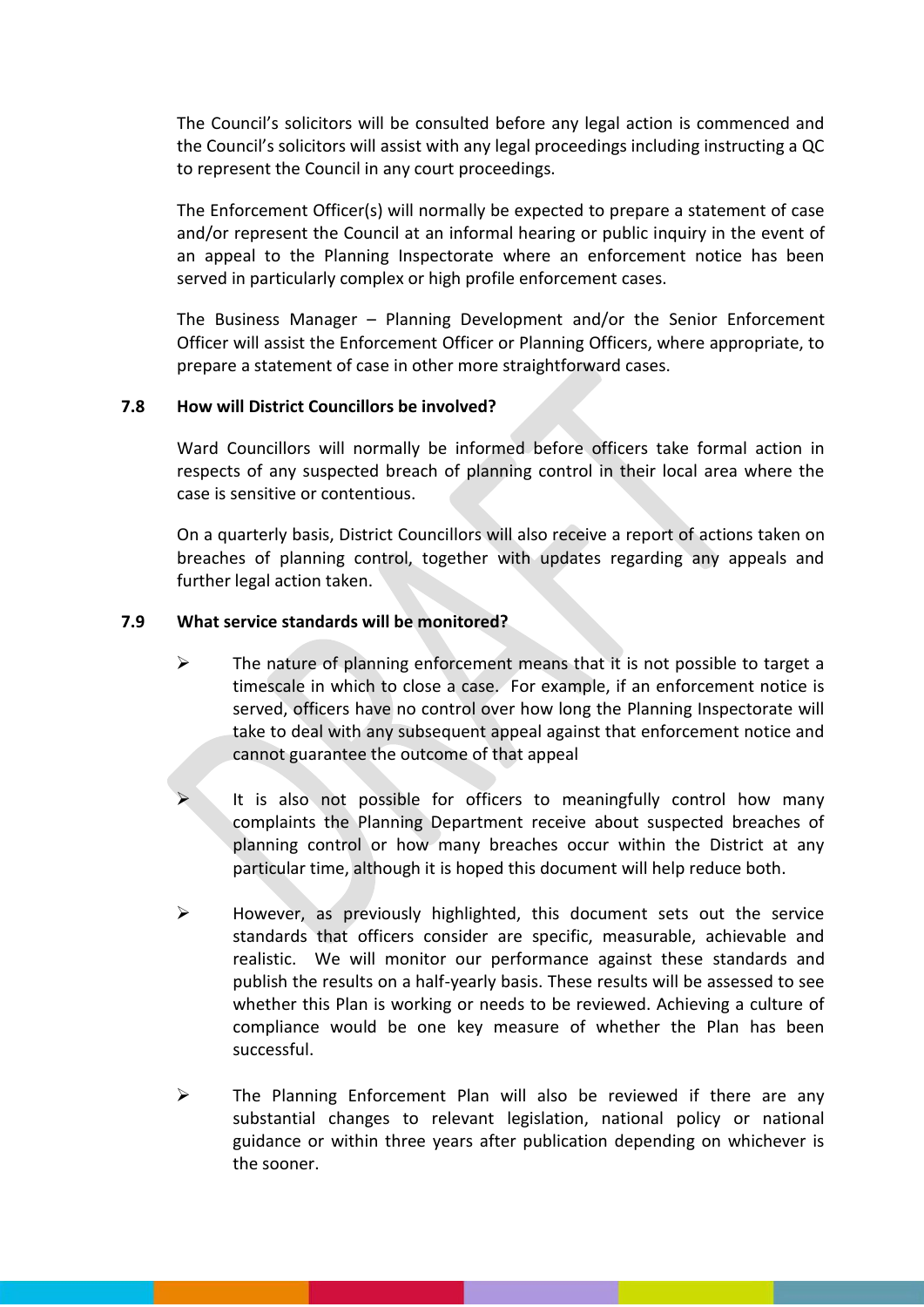The Council's solicitors will be consulted before any legal action is commenced and the Council's solicitors will assist with any legal proceedings including instructing a QC to represent the Council in any court proceedings.

The Enforcement Officer(s) will normally be expected to prepare a statement of case and/or represent the Council at an informal hearing or public inquiry in the event of an appeal to the Planning Inspectorate where an enforcement notice has been served in particularly complex or high profile enforcement cases.

The Business Manager – Planning Development and/or the Senior Enforcement Officer will assist the Enforcement Officer or Planning Officers, where appropriate, to prepare a statement of case in other more straightforward cases.

### 7.8 How will District Councillors be involved?

Ward Councillors will normally be informed before officers take formal action in respects of any suspected breach of planning control in their local area where the case is sensitive or contentious.

On a quarterly basis, District Councillors will also receive a report of actions taken on breaches of planning control, together with updates regarding any appeals and further legal action taken.

### 7.9 What service standards will be monitored?

- The nature of planning enforcement means that it is not possible to target a timescale in which to close a case. For example, if an enforcement notice is served, officers have no control over how long the Planning Inspectorate will take to deal with any subsequent appeal against that enforcement notice and cannot guarantee the outcome of that appeal

- It is also not possible for officers to meaningfully control how many complaints the Planning Department receive about suspected breaches of planning control or how many breaches occur within the District at any particular time, although it is hoped this document will help reduce both.

- However, as previously highlighted, this document sets out the service standards that officers consider are specific, measurable, achievable and realistic. We will monitor our performance against these standards and publish the results on a half-yearly basis. These results will be assessed to see whether this Plan is working or needs to be reviewed. Achieving a culture of compliance would be one key measure of whether the Plan has been successful.

- The Planning Enforcement Plan will also be reviewed if there are any substantial changes to relevant legislation, national policy or national guidance or within three years after publication depending on whichever is the sooner.